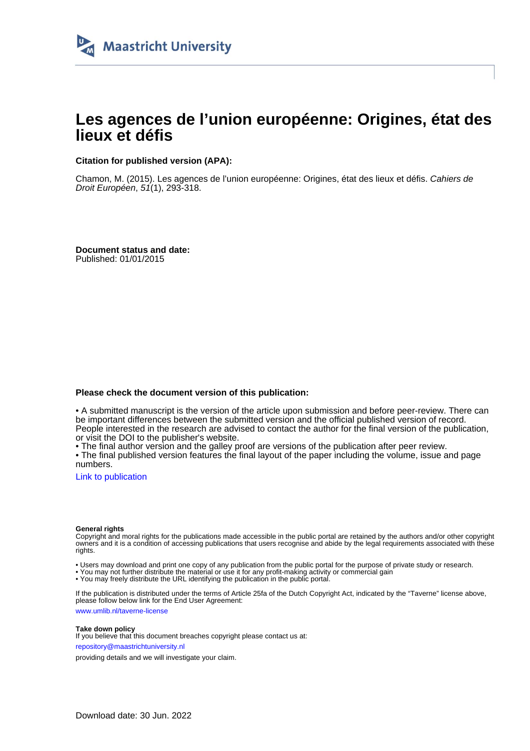Maastricht University

# Les agences de l'union européenne: Origines, état des lieux et défis

**Citation for published version (APA):**

Chamon, M. (2015). Les agences de l'union européenne: Origines, état des lieux et défis. *Cahiers de Droit Européen*, *51*(1), 293-318.

**Document status and date:**
Published: 01/01/2015

**Please check the document version of this publication:**

• A submitted manuscript is the version of the article upon submission and before peer-review. There can be important differences between the submitted version and the official published version of record. People interested in the research are advised to contact the author for the final version of the publication, or visit the DOI to the publisher's website.
• The final author version and the galley proof are versions of the publication after peer review.
• The final published version features the final layout of the paper including the volume, issue and page numbers.

Link to publication

**General rights**
Copyright and moral rights for the publications made accessible in the public portal are retained by the authors and/or other copyright owners and it is a condition of accessing publications that users recognise and abide by the legal requirements associated with these rights.

• Users may download and print one copy of any publication from the public portal for the purpose of private study or research.
• You may not further distribute the material or use it for any profit-making activity or commercial gain
• You may freely distribute the URL identifying the publication in the public portal.

If the publication is distributed under the terms of Article 25fa of the Dutch Copyright Act, indicated by the "Taverne" license above, please follow below link for the End User Agreement:

www.umlib.nl/taverne-license

**Take down policy**
If you believe that this document breaches copyright please contact us at:

repository@maastrichtuniversity.nl

providing details and we will investigate your claim.

Download date: 30 Jun. 2022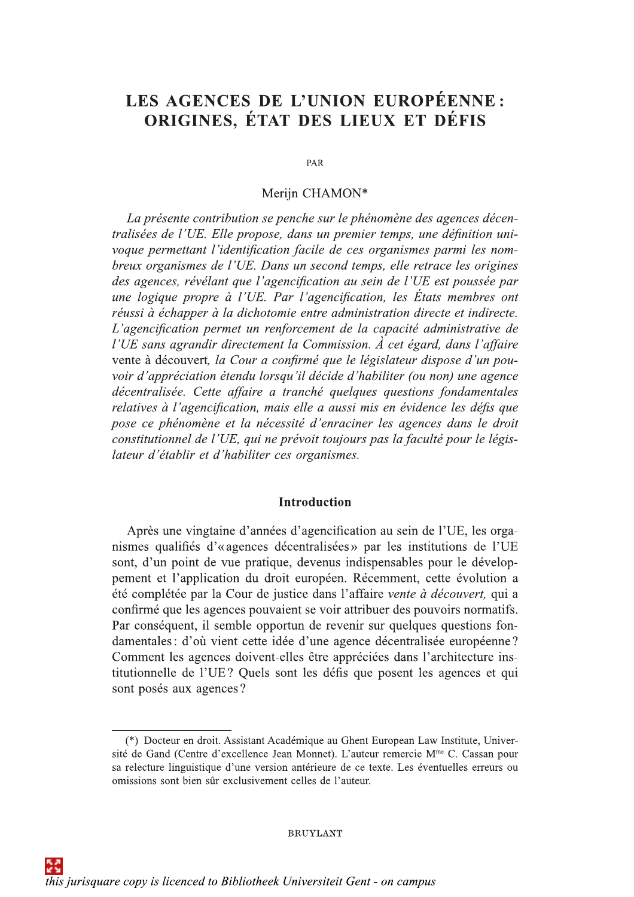# LES AGENCES DE L'UNION EUROPÉENNE : ORIGINES, ÉTAT DES LIEUX ET DÉFIS

PAR

Merijn CHAMON*

*La présente contribution se penche sur le phénomène des agences décentralisées de l'UE. Elle propose, dans un premier temps, une définition univoque permettant l'identification facile de ces organismes parmi les nombreux organismes de l'UE. Dans un second temps, elle retrace les origines des agences, révélant que l'agencification au sein de l'UE est poussée par une logique propre à l'UE. Par l'agencification, les États membres ont réussi à échapper à la dichotomie entre administration directe et indirecte. L'agencification permet un renforcement de la capacité administrative de l'UE sans agrandir directement la Commission. À cet égard, dans l'affaire* vente à découvert*, la Cour a confirmé que le législateur dispose d'un pouvoir d'appréciation étendu lorsqu'il décide d'habiliter (ou non) une agence décentralisée. Cette affaire a tranché quelques questions fondamentales relatives à l'agencification, mais elle a aussi mis en évidence les défis que pose ce phénomène et la nécessité d'enraciner les agences dans le droit constitutionnel de l'UE, qui ne prévoit toujours pas la faculté pour le législateur d'établir et d'habiliter ces organismes.*

## Introduction

Après une vingtaine d'années d'agencification au sein de l'UE, les organismes qualifiés d'« agences décentralisées » par les institutions de l'UE sont, d'un point de vue pratique, devenus indispensables pour le développement et l'application du droit européen. Récemment, cette évolution a été complétée par la Cour de justice dans l'affaire *vente à découvert,* qui a confirmé que les agences pouvaient se voir attribuer des pouvoirs normatifs. Par conséquent, il semble opportun de revenir sur quelques questions fondamentales : d'où vient cette idée d'une agence décentralisée européenne ? Comment les agences doivent-elles être appréciées dans l'architecture institutionnelle de l'UE ? Quels sont les défis que posent les agences et qui sont posés aux agences ?

(*) Docteur en droit. Assistant Académique au Ghent European Law Institute, Université de Gand (Centre d'excellence Jean Monnet). L'auteur remercie M[me] C. Cassan pour sa relecture linguistique d'une version antérieure de ce texte. Les éventuelles erreurs ou omissions sont bien sûr exclusivement celles de l'auteur.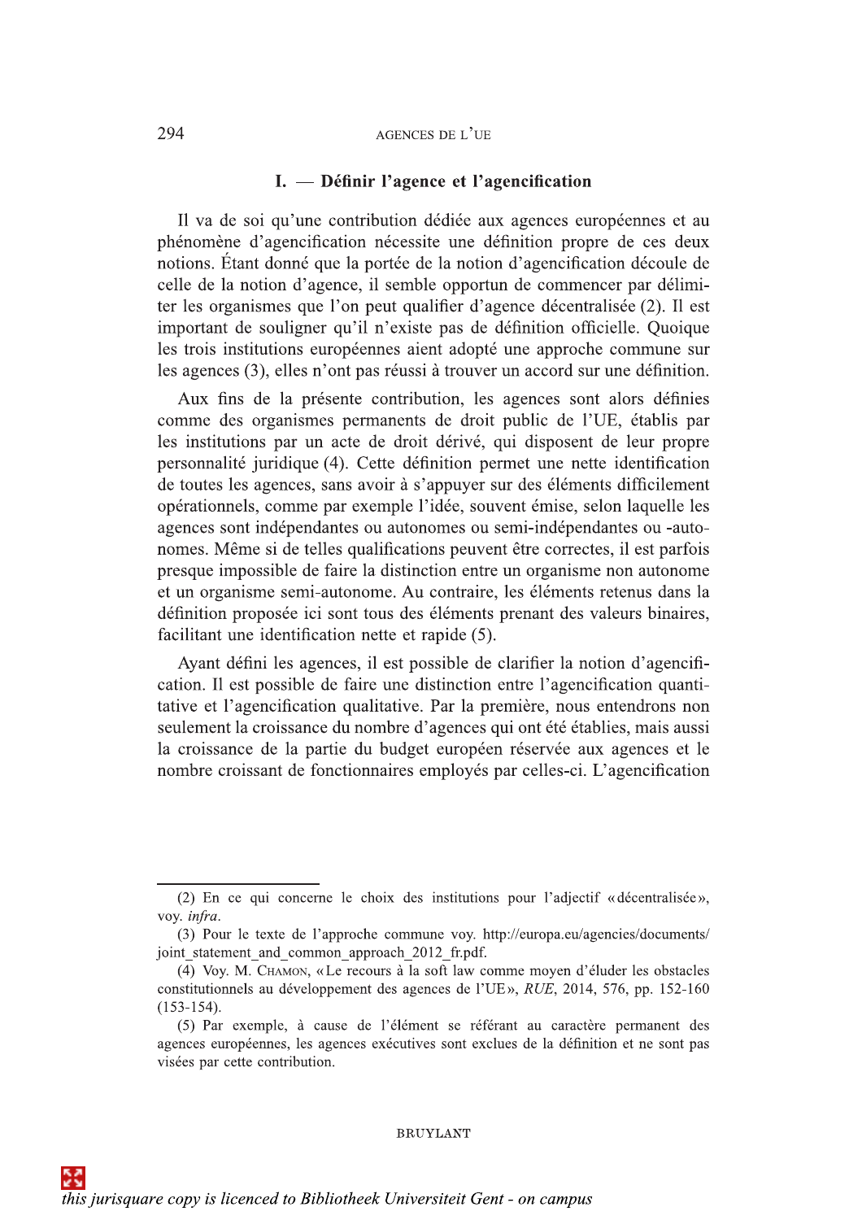## I. — Définir l'agence et l'agencification

Il va de soi qu'une contribution dédiée aux agences européennes et au phénomène d'agencification nécessite une définition propre de ces deux notions. Étant donné que la portée de la notion d'agencification découle de celle de la notion d'agence, il semble opportun de commencer par délimiter les organismes que l'on peut qualifier d'agence décentralisée (2). Il est important de souligner qu'il n'existe pas de définition officielle. Quoique les trois institutions européennes aient adopté une approche commune sur les agences (3), elles n'ont pas réussi à trouver un accord sur une définition.

Aux fins de la présente contribution, les agences sont alors définies comme des organismes permanents de droit public de l'UE, établis par les institutions par un acte de droit dérivé, qui disposent de leur propre personnalité juridique (4). Cette définition permet une nette identification de toutes les agences, sans avoir à s'appuyer sur des éléments difficilement opérationnels, comme par exemple l'idée, souvent émise, selon laquelle les agences sont indépendantes ou autonomes ou semi-indépendantes ou -autonomes. Même si de telles qualifications peuvent être correctes, il est parfois presque impossible de faire la distinction entre un organisme non autonome et un organisme semi-autonome. Au contraire, les éléments retenus dans la définition proposée ici sont tous des éléments prenant des valeurs binaires, facilitant une identification nette et rapide (5).

Ayant défini les agences, il est possible de clarifier la notion d'agencification. Il est possible de faire une distinction entre l'agencification quantitative et l'agencification qualitative. Par la première, nous entendrons non seulement la croissance du nombre d'agences qui ont été établies, mais aussi la croissance de la partie du budget européen réservée aux agences et le nombre croissant de fonctionnaires employés par celles-ci. L'agencification

---

(2) En ce qui concerne le choix des institutions pour l'adjectif « décentralisée », voy. *infra*.

(3) Pour le texte de l'approche commune voy. http://europa.eu/agencies/documents/joint_statement_and_common_approach_2012_fr.pdf.

(4) Voy. M. Chamon, « Le recours à la soft law comme moyen d'éluder les obstacles constitutionnels au développement des agences de l'UE », *RUE*, 2014, 576, pp. 152-160 (153-154).

(5) Par exemple, à cause de l'élément se référant au caractère permanent des agences européennes, les agences exécutives sont exclues de la définition et ne sont pas visées par cette contribution.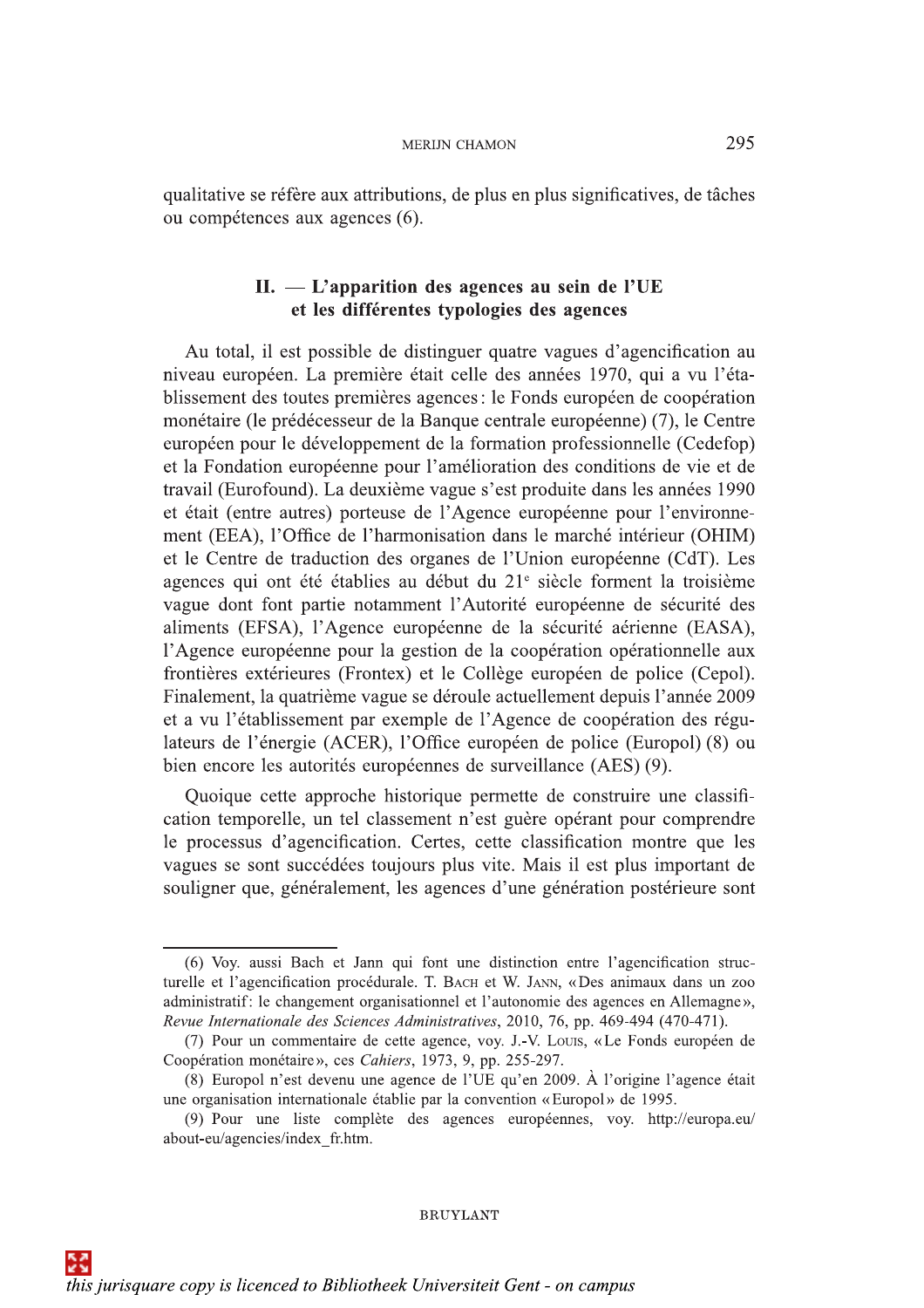qualitative se réfère aux attributions, de plus en plus significatives, de tâches ou compétences aux agences (6).

## II. — L'apparition des agences au sein de l'UE et les différentes typologies des agences

Au total, il est possible de distinguer quatre vagues d'agencification au niveau européen. La première était celle des années 1970, qui a vu l'établissement des toutes premières agences : le Fonds européen de coopération monétaire (le prédécesseur de la Banque centrale européenne) (7), le Centre européen pour le développement de la formation professionnelle (Cedefop) et la Fondation européenne pour l'amélioration des conditions de vie et de travail (Eurofound). La deuxième vague s'est produite dans les années 1990 et était (entre autres) porteuse de l'Agence européenne pour l'environnement (EEA), l'Office de l'harmonisation dans le marché intérieur (OHIM) et le Centre de traduction des organes de l'Union européenne (CdT). Les agences qui ont été établies au début du 21e siècle forment la troisième vague dont font partie notamment l'Autorité européenne de sécurité des aliments (EFSA), l'Agence européenne de la sécurité aérienne (EASA), l'Agence européenne pour la gestion de la coopération opérationnelle aux frontières extérieures (Frontex) et le Collège européen de police (Cepol). Finalement, la quatrième vague se déroule actuellement depuis l'année 2009 et a vu l'établissement par exemple de l'Agence de coopération des régulateurs de l'énergie (ACER), l'Office européen de police (Europol) (8) ou bien encore les autorités européennes de surveillance (AES) (9).

Quoique cette approche historique permette de construire une classification temporelle, un tel classement n'est guère opérant pour comprendre le processus d'agencification. Certes, cette classification montre que les vagues se sont succédées toujours plus vite. Mais il est plus important de souligner que, généralement, les agences d'une génération postérieure sont

---

(6) Voy. aussi Bach et Jann qui font une distinction entre l'agencification structurelle et l'agencification procédurale. T. Bach et W. Jann, « Des animaux dans un zoo administratif : le changement organisationnel et l'autonomie des agences en Allemagne », *Revue Internationale des Sciences Administratives*, 2010, 76, pp. 469-494 (470-471).

(7) Pour un commentaire de cette agence, voy. J.-V. Louis, « Le Fonds européen de Coopération monétaire », ces *Cahiers*, 1973, 9, pp. 255-297.

(8) Europol n'est devenu une agence de l'UE qu'en 2009. À l'origine l'agence était une organisation internationale établie par la convention « Europol » de 1995.

(9) Pour une liste complète des agences européennes, voy. http://europa.eu/about-eu/agencies/index_fr.htm.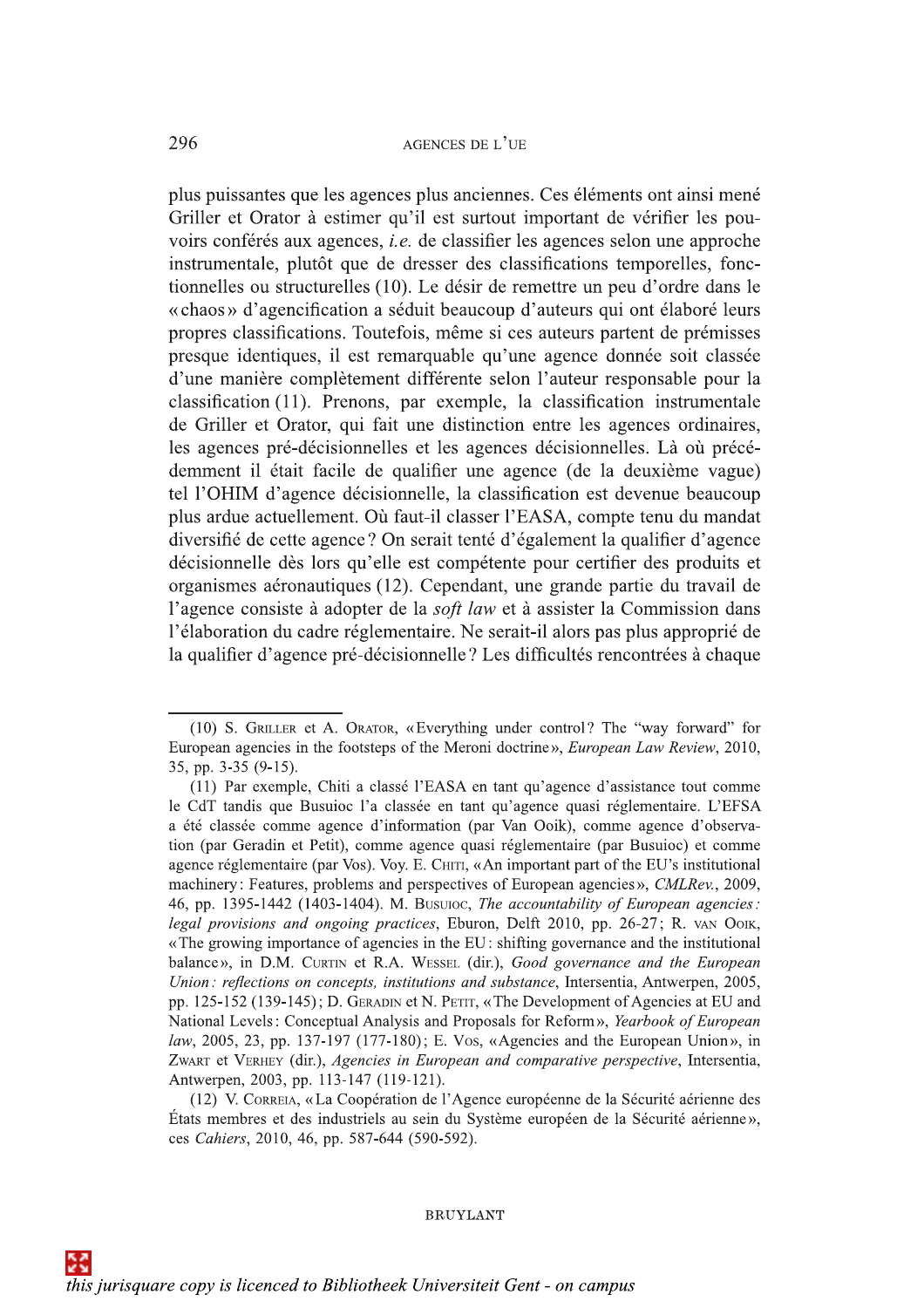plus puissantes que les agences plus anciennes. Ces éléments ont ainsi mené Griller et Orator à estimer qu'il est surtout important de vérifier les pouvoirs conférés aux agences, *i.e.* de classifier les agences selon une approche instrumentale, plutôt que de dresser des classifications temporelles, fonctionnelles ou structurelles (10). Le désir de remettre un peu d'ordre dans le «chaos» d'agencification a séduit beaucoup d'auteurs qui ont élaboré leurs propres classifications. Toutefois, même si ces auteurs partent de prémisses presque identiques, il est remarquable qu'une agence donnée soit classée d'une manière complètement différente selon l'auteur responsable pour la classification (11). Prenons, par exemple, la classification instrumentale de Griller et Orator, qui fait une distinction entre les agences ordinaires, les agences pré-décisionnelles et les agences décisionnelles. Là où précédemment il était facile de qualifier une agence (de la deuxième vague) tel l'OHIM d'agence décisionnelle, la classification est devenue beaucoup plus ardue actuellement. Où faut-il classer l'EASA, compte tenu du mandat diversifié de cette agence? On serait tenté d'également la qualifier d'agence décisionnelle dès lors qu'elle est compétente pour certifier des produits et organismes aéronautiques (12). Cependant, une grande partie du travail de l'agence consiste à adopter de la *soft law* et à assister la Commission dans l'élaboration du cadre réglementaire. Ne serait-il alors pas plus approprié de la qualifier d'agence pré-décisionnelle? Les difficultés rencontrées à chaque

---

(10) S. Griller et A. Orator, «Everything under control? The "way forward" for European agencies in the footsteps of the Meroni doctrine», *European Law Review*, 2010, 35, pp. 3-35 (9-15).

(11) Par exemple, Chiti a classé l'EASA en tant qu'agence d'assistance tout comme le CdT tandis que Busuioc l'a classée en tant qu'agence quasi réglementaire. L'EFSA a été classée comme agence d'information (par Van Ooik), comme agence d'observation (par Geradin et Petit), comme agence quasi réglementaire (par Busuioc) et comme agence réglementaire (par Vos). Voy. E. Chiti, «An important part of the EU's institutional machinery: Features, problems and perspectives of European agencies», *CMLRev.*, 2009, 46, pp. 1395-1442 (1403-1404). M. Busuioc, *The accountability of European agencies: legal provisions and ongoing practices*, Eburon, Delft 2010, pp. 26-27; R. van Ooik, «The growing importance of agencies in the EU: shifting governance and the institutional balance», in D.M. Curtin et R.A. Wessel (dir.), *Good governance and the European Union: reflections on concepts, institutions and substance*, Intersentia, Antwerpen, 2005, pp. 125-152 (139-145); D. Geradin et N. Petit, «The Development of Agencies at EU and National Levels: Conceptual Analysis and Proposals for Reform», *Yearbook of European law*, 2005, 23, pp. 137-197 (177-180); E. Vos, «Agencies and the European Union», in Zwart et Verhey (dir.), *Agencies in European and comparative perspective*, Intersentia, Antwerpen, 2003, pp. 113-147 (119-121).

(12) V. Correia, «La Coopération de l'Agence européenne de la Sécurité aérienne des États membres et des industriels au sein du Système européen de la Sécurité aérienne», ces *Cahiers*, 2010, 46, pp. 587-644 (590-592).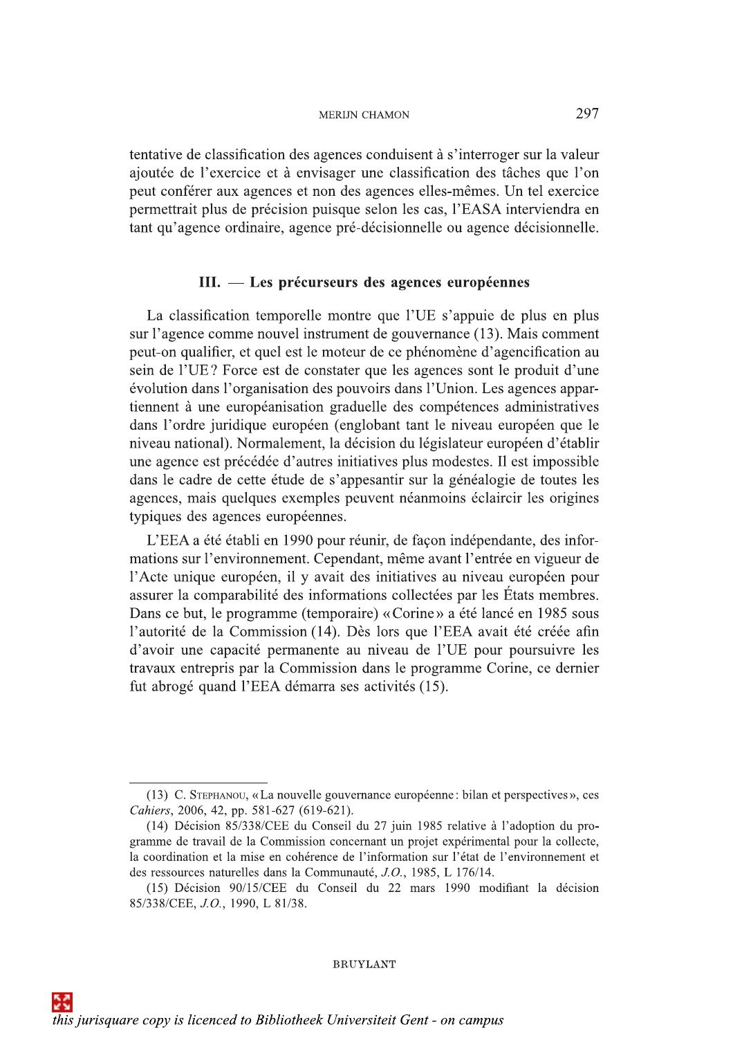tentative de classification des agences conduisent à s'interroger sur la valeur ajoutée de l'exercice et à envisager une classification des tâches que l'on peut conférer aux agences et non des agences elles-mêmes. Un tel exercice permettrait plus de précision puisque selon les cas, l'EASA interviendra en tant qu'agence ordinaire, agence pré-décisionnelle ou agence décisionnelle.

## III. — Les précurseurs des agences européennes

La classification temporelle montre que l'UE s'appuie de plus en plus sur l'agence comme nouvel instrument de gouvernance (13). Mais comment peut-on qualifier, et quel est le moteur de ce phénomène d'agencification au sein de l'UE ? Force est de constater que les agences sont le produit d'une évolution dans l'organisation des pouvoirs dans l'Union. Les agences appartiennent à une européanisation graduelle des compétences administratives dans l'ordre juridique européen (englobant tant le niveau européen que le niveau national). Normalement, la décision du législateur européen d'établir une agence est précédée d'autres initiatives plus modestes. Il est impossible dans le cadre de cette étude de s'appesantir sur la généalogie de toutes les agences, mais quelques exemples peuvent néanmoins éclaircir les origines typiques des agences européennes.

L'EEA a été établi en 1990 pour réunir, de façon indépendante, des informations sur l'environnement. Cependant, même avant l'entrée en vigueur de l'Acte unique européen, il y avait des initiatives au niveau européen pour assurer la comparabilité des informations collectées par les États membres. Dans ce but, le programme (temporaire) « Corine » a été lancé en 1985 sous l'autorité de la Commission (14). Dès lors que l'EEA avait été créée afin d'avoir une capacité permanente au niveau de l'UE pour poursuivre les travaux entrepris par la Commission dans le programme Corine, ce dernier fut abrogé quand l'EEA démarra ses activités (15).

---

(13) C. Stephanou, « La nouvelle gouvernance européenne : bilan et perspectives », ces *Cahiers*, 2006, 42, pp. 581-627 (619-621).

(14) Décision 85/338/CEE du Conseil du 27 juin 1985 relative à l'adoption du programme de travail de la Commission concernant un projet expérimental pour la collecte, la coordination et la mise en cohérence de l'information sur l'état de l'environnement et des ressources naturelles dans la Communauté, *J.O.*, 1985, L 176/14.

(15) Décision 90/15/CEE du Conseil du 22 mars 1990 modifiant la décision 85/338/CEE, *J.O.*, 1990, L 81/38.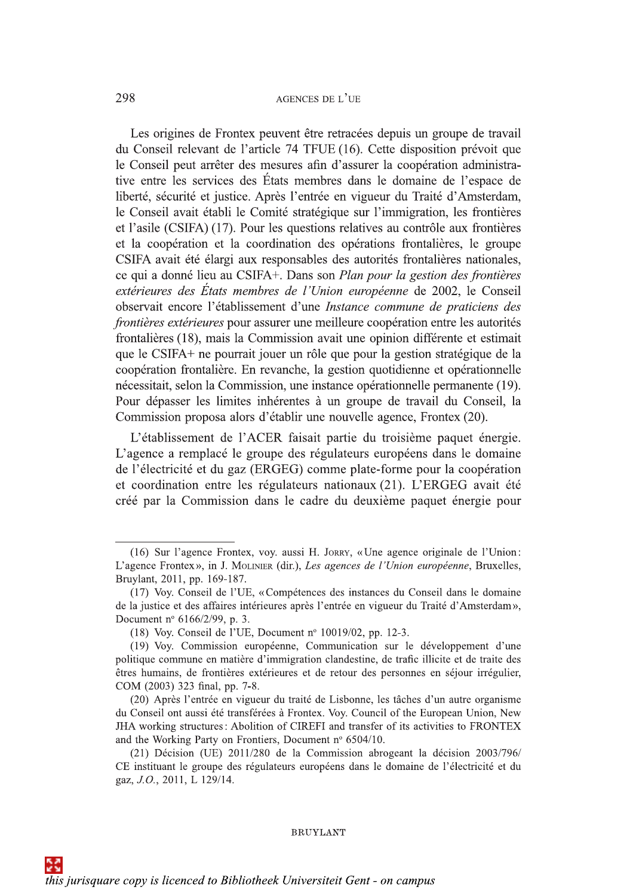Les origines de Frontex peuvent être retracées depuis un groupe de travail du Conseil relevant de l'article 74 TFUE (16). Cette disposition prévoit que le Conseil peut arrêter des mesures afin d'assurer la coopération administrative entre les services des États membres dans le domaine de l'espace de liberté, sécurité et justice. Après l'entrée en vigueur du Traité d'Amsterdam, le Conseil avait établi le Comité stratégique sur l'immigration, les frontières et l'asile (CSIFA) (17). Pour les questions relatives au contrôle aux frontières et la coopération et la coordination des opérations frontalières, le groupe CSIFA avait été élargi aux responsables des autorités frontalières nationales, ce qui a donné lieu au CSIFA+. Dans son *Plan pour la gestion des frontières extérieures des États membres de l'Union européenne* de 2002, le Conseil observait encore l'établissement d'une *Instance commune de praticiens des frontières extérieures* pour assurer une meilleure coopération entre les autorités frontalières (18), mais la Commission avait une opinion différente et estimait que le CSIFA+ ne pourrait jouer un rôle que pour la gestion stratégique de la coopération frontalière. En revanche, la gestion quotidienne et opérationnelle nécessitait, selon la Commission, une instance opérationnelle permanente (19). Pour dépasser les limites inhérentes à un groupe de travail du Conseil, la Commission proposa alors d'établir une nouvelle agence, Frontex (20).

L'établissement de l'ACER faisait partie du troisième paquet énergie. L'agence a remplacé le groupe des régulateurs européens dans le domaine de l'électricité et du gaz (ERGEG) comme plate-forme pour la coopération et coordination entre les régulateurs nationaux (21). L'ERGEG avait été créé par la Commission dans le cadre du deuxième paquet énergie pour

---

(16) Sur l'agence Frontex, voy. aussi H. Jorry, « Une agence originale de l'Union : L'agence Frontex », in J. Molinier (dir.), *Les agences de l'Union européenne*, Bruxelles, Bruylant, 2011, pp. 169-187.

(17) Voy. Conseil de l'UE, « Compétences des instances du Conseil dans le domaine de la justice et des affaires intérieures après l'entrée en vigueur du Traité d'Amsterdam », Document nº 6166/2/99, p. 3.

(18) Voy. Conseil de l'UE, Document nº 10019/02, pp. 12-3.

(19) Voy. Commission européenne, Communication sur le développement d'une politique commune en matière d'immigration clandestine, de trafic illicite et de traite des êtres humains, de frontières extérieures et de retour des personnes en séjour irrégulier, COM (2003) 323 final, pp. 7-8.

(20) Après l'entrée en vigueur du traité de Lisbonne, les tâches d'un autre organisme du Conseil ont aussi été transférées à Frontex. Voy. Council of the European Union, New JHA working structures : Abolition of CIREFI and transfer of its activities to FRONTEX and the Working Party on Frontiers, Document nº 6504/10.

(21) Décision (UE) 2011/280 de la Commission abrogeant la décision 2003/796/CE instituant le groupe des régulateurs européens dans le domaine de l'électricité et du gaz, *J.O.*, 2011, L 129/14.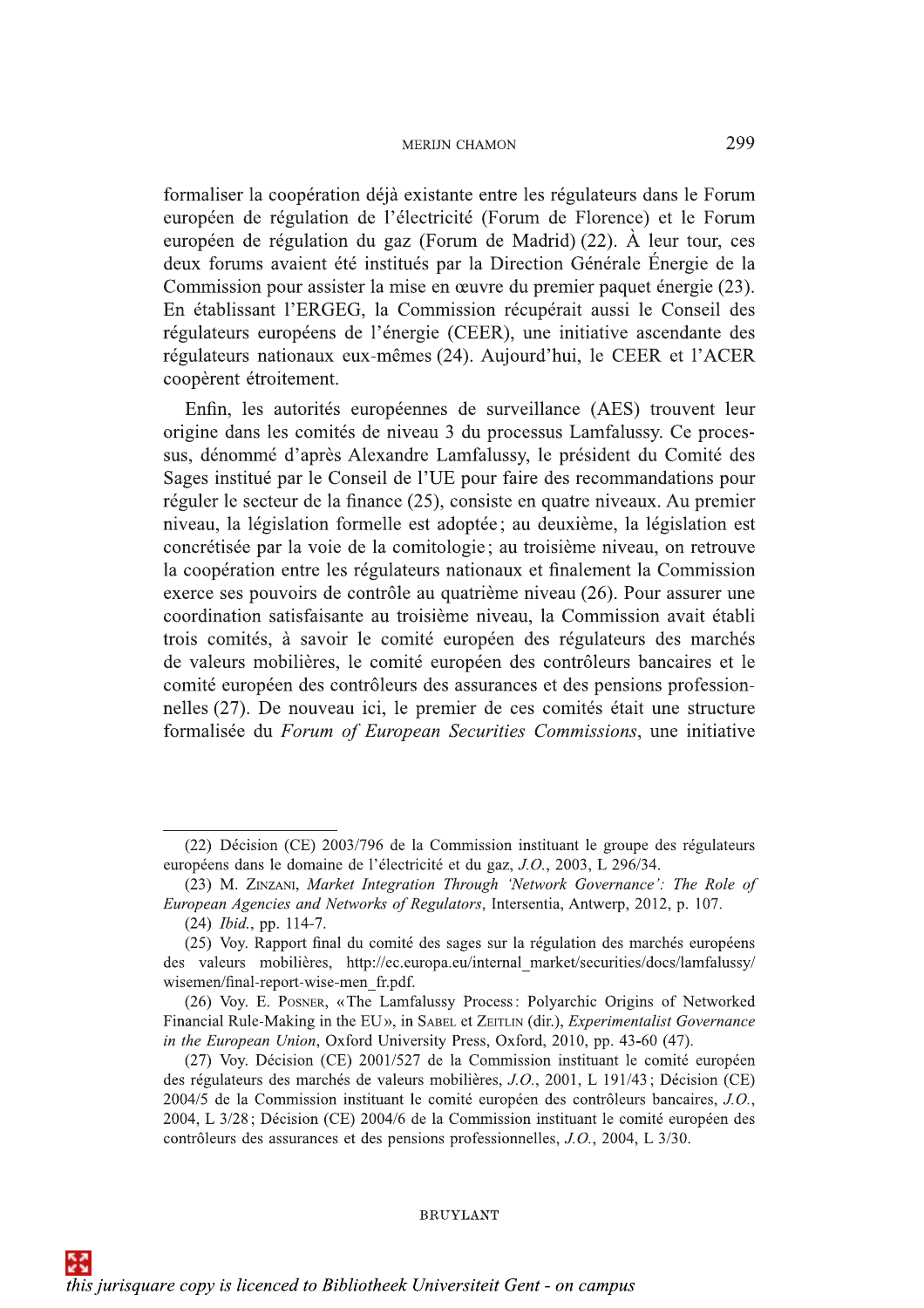formaliser la coopération déjà existante entre les régulateurs dans le Forum européen de régulation de l'électricité (Forum de Florence) et le Forum européen de régulation du gaz (Forum de Madrid) (22). À leur tour, ces deux forums avaient été institués par la Direction Générale Énergie de la Commission pour assister la mise en œuvre du premier paquet énergie (23). En établissant l'ERGEG, la Commission récupérait aussi le Conseil des régulateurs européens de l'énergie (CEER), une initiative ascendante des régulateurs nationaux eux-mêmes (24). Aujourd'hui, le CEER et l'ACER coopèrent étroitement.

Enfin, les autorités européennes de surveillance (AES) trouvent leur origine dans les comités de niveau 3 du processus Lamfalussy. Ce processus, dénommé d'après Alexandre Lamfalussy, le président du Comité des Sages institué par le Conseil de l'UE pour faire des recommandations pour réguler le secteur de la finance (25), consiste en quatre niveaux. Au premier niveau, la législation formelle est adoptée ; au deuxième, la législation est concrétisée par la voie de la comitologie ; au troisième niveau, on retrouve la coopération entre les régulateurs nationaux et finalement la Commission exerce ses pouvoirs de contrôle au quatrième niveau (26). Pour assurer une coordination satisfaisante au troisième niveau, la Commission avait établi trois comités, à savoir le comité européen des régulateurs des marchés de valeurs mobilières, le comité européen des contrôleurs bancaires et le comité européen des contrôleurs des assurances et des pensions professionnelles (27). De nouveau ici, le premier de ces comités était une structure formalisée du *Forum of European Securities Commissions*, une initiative

---

(22) Décision (CE) 2003/796 de la Commission instituant le groupe des régulateurs européens dans le domaine de l'électricité et du gaz, *J.O.*, 2003, L 296/34.

(23) M. Zinzani, *Market Integration Through 'Network Governance': The Role of European Agencies and Networks of Regulators*, Intersentia, Antwerp, 2012, p. 107.

(24) *Ibid.*, pp. 114-7.

(25) Voy. Rapport final du comité des sages sur la régulation des marchés européens des valeurs mobilières, http://ec.europa.eu/internal_market/securities/docs/lamfalussy/wisemen/final-report-wise-men_fr.pdf.

(26) Voy. E. Posner, « The Lamfalussy Process : Polyarchic Origins of Networked Financial Rule-Making in the EU », in Sabel et Zeitlin (dir.), *Experimentalist Governance in the European Union*, Oxford University Press, Oxford, 2010, pp. 43-60 (47).

(27) Voy. Décision (CE) 2001/527 de la Commission instituant le comité européen des régulateurs des marchés de valeurs mobilières, *J.O.*, 2001, L 191/43 ; Décision (CE) 2004/5 de la Commission instituant le comité européen des contrôleurs bancaires, *J.O.*, 2004, L 3/28 ; Décision (CE) 2004/6 de la Commission instituant le comité européen des contrôleurs des assurances et des pensions professionnelles, *J.O.*, 2004, L 3/30.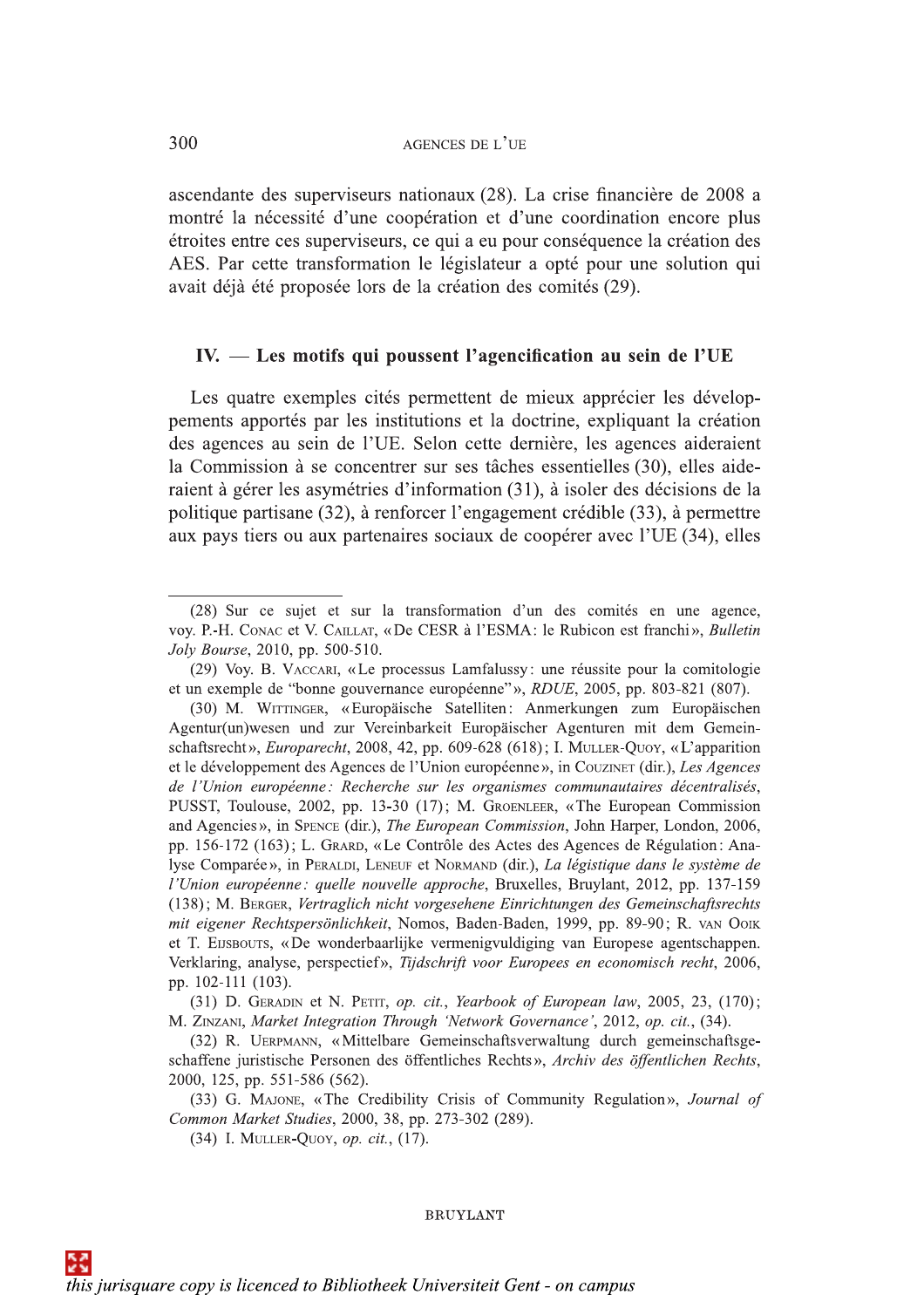ascendante des superviseurs nationaux (28). La crise financière de 2008 a montré la nécessité d'une coopération et d'une coordination encore plus étroites entre ces superviseurs, ce qui a eu pour conséquence la création des AES. Par cette transformation le législateur a opté pour une solution qui avait déjà été proposée lors de la création des comités (29).

## IV. — Les motifs qui poussent l'agencification au sein de l'UE

Les quatre exemples cités permettent de mieux apprécier les développements apportés par les institutions et la doctrine, expliquant la création des agences au sein de l'UE. Selon cette dernière, les agences aideraient la Commission à se concentrer sur ses tâches essentielles (30), elles aideraient à gérer les asymétries d'information (31), à isoler des décisions de la politique partisane (32), à renforcer l'engagement crédible (33), à permettre aux pays tiers ou aux partenaires sociaux de coopérer avec l'UE (34), elles

---

(28) Sur ce sujet et sur la transformation d'un des comités en une agence, voy. P.-H. Conac et V. Caillat, « De CESR à l'ESMA : le Rubicon est franchi », *Bulletin Joly Bourse*, 2010, pp. 500-510.

(29) Voy. B. Vaccari, « Le processus Lamfalussy : une réussite pour la comitologie et un exemple de "bonne gouvernance européenne" », *RDUE*, 2005, pp. 803-821 (807).

(30) M. Wittinger, « Europäische Satelliten : Anmerkungen zum Europäischen Agentur(un)wesen und zur Vereinbarkeit Europäischer Agenturen mit dem Gemeinschaftsrecht », *Europarecht*, 2008, 42, pp. 609-628 (618) ; I. Muller-Quoy, « L'apparition et le développement des Agences de l'Union européenne », in Couzinet (dir.), *Les Agences de l'Union européenne : Recherche sur les organismes communautaires décentralisés*, PUSST, Toulouse, 2002, pp. 13-30 (17) ; M. Groenleer, « The European Commission and Agencies », in Spence (dir.), *The European Commission*, John Harper, London, 2006, pp. 156-172 (163) ; L. Grard, « Le Contrôle des Actes des Agences de Régulation : Analyse Comparée », in Peraldi, Leneuf et Normand (dir.), *La légistique dans le système de l'Union européenne : quelle nouvelle approche*, Bruxelles, Bruylant, 2012, pp. 137-159 (138) ; M. Berger, *Vertraglich nicht vorgesehene Einrichtungen des Gemeinschaftsrechts mit eigener Rechtspersönlichkeit*, Nomos, Baden-Baden, 1999, pp. 89-90 ; R. van Ooik et T. Eijsbouts, « De wonderbaarlijke vermenigvuldiging van Europese agentschappen. Verklaring, analyse, perspectief », *Tijdschrift voor Europees en economisch recht*, 2006, pp. 102-111 (103).

(31) D. Geradin et N. Petit, *op. cit.*, *Yearbook of European law*, 2005, 23, (170) ; M. Zinzani, *Market Integration Through 'Network Governance'*, 2012, *op. cit.*, (34).

(32) R. Uerpmann, « Mittelbare Gemeinschaftsverwaltung durch gemeinschaftsgeschaffene juristische Personen des öffentliches Rechts », *Archiv des öffentlichen Rechts*, 2000, 125, pp. 551-586 (562).

(33) G. Majone, « The Credibility Crisis of Community Regulation », *Journal of Common Market Studies*, 2000, 38, pp. 273-302 (289).

(34) I. Muller-Quoy, *op. cit.*, (17).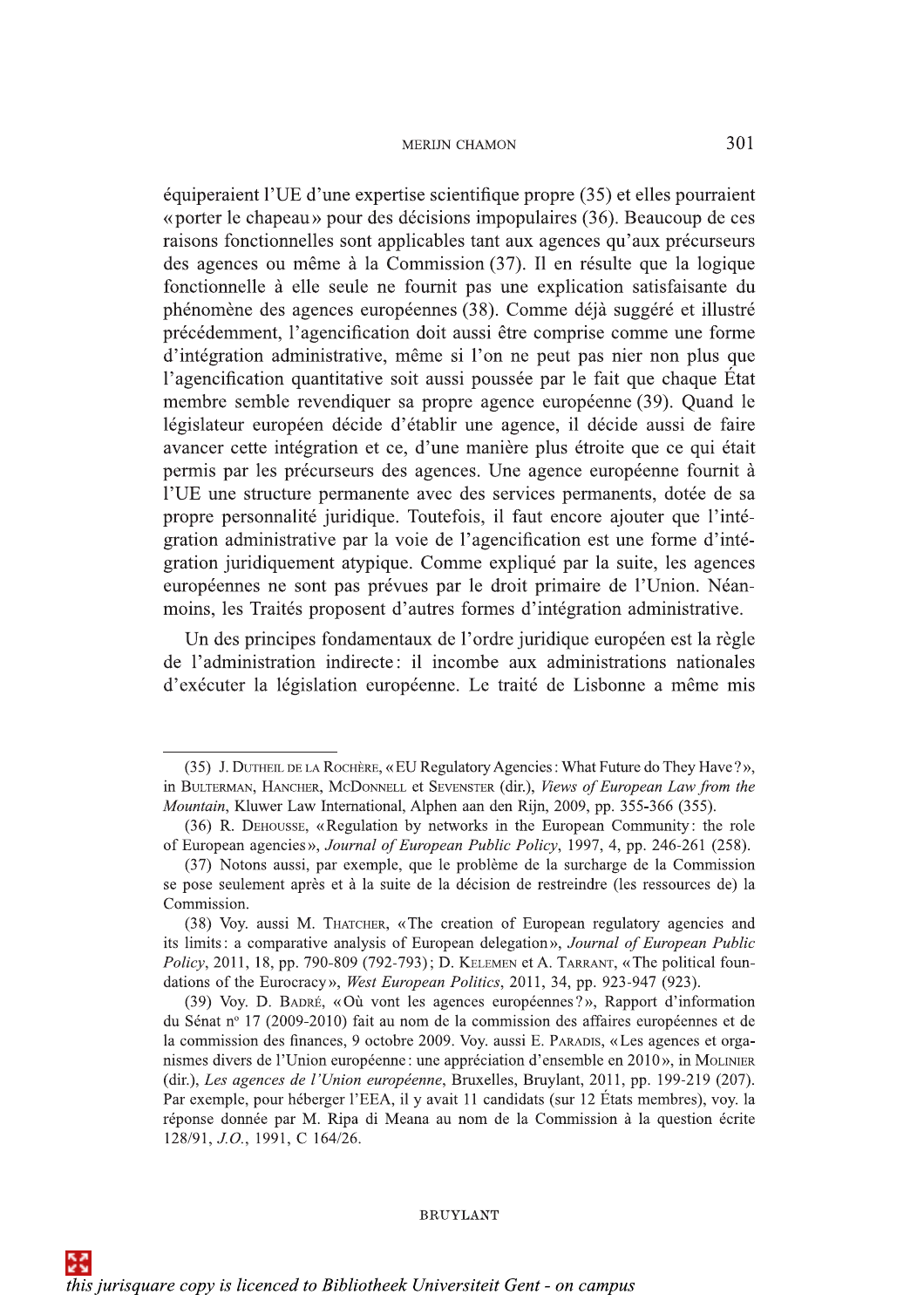équiperaient l'UE d'une expertise scientifique propre (35) et elles pourraient « porter le chapeau » pour des décisions impopulaires (36). Beaucoup de ces raisons fonctionnelles sont applicables tant aux agences qu'aux précurseurs des agences ou même à la Commission (37). Il en résulte que la logique fonctionnelle à elle seule ne fournit pas une explication satisfaisante du phénomène des agences européennes (38). Comme déjà suggéré et illustré précédemment, l'agencification doit aussi être comprise comme une forme d'intégration administrative, même si l'on ne peut pas nier non plus que l'agencification quantitative soit aussi poussée par le fait que chaque État membre semble revendiquer sa propre agence européenne (39). Quand le législateur européen décide d'établir une agence, il décide aussi de faire avancer cette intégration et ce, d'une manière plus étroite que ce qui était permis par les précurseurs des agences. Une agence européenne fournit à l'UE une structure permanente avec des services permanents, dotée de sa propre personnalité juridique. Toutefois, il faut encore ajouter que l'intégration administrative par la voie de l'agencification est une forme d'intégration juridiquement atypique. Comme expliqué par la suite, les agences européennes ne sont pas prévues par le droit primaire de l'Union. Néanmoins, les Traités proposent d'autres formes d'intégration administrative.

Un des principes fondamentaux de l'ordre juridique européen est la règle de l'administration indirecte : il incombe aux administrations nationales d'exécuter la législation européenne. Le traité de Lisbonne a même mis

---

(35) J. Dutheil de la Rochère, « EU Regulatory Agencies : What Future do They Have ? », in Bulterman, Hancher, McDonnell et Sevenster (dir.), *Views of European Law from the Mountain*, Kluwer Law International, Alphen aan den Rijn, 2009, pp. 355-366 (355).

(36) R. Dehousse, « Regulation by networks in the European Community : the role of European agencies », *Journal of European Public Policy*, 1997, 4, pp. 246-261 (258).

(37) Notons aussi, par exemple, que le problème de la surcharge de la Commission se pose seulement après et à la suite de la décision de restreindre (les ressources de) la Commission.

(38) Voy. aussi M. Thatcher, « The creation of European regulatory agencies and its limits : a comparative analysis of European delegation », *Journal of European Public Policy*, 2011, 18, pp. 790-809 (792-793) ; D. Kelemen et A. Tarrant, « The political foundations of the Eurocracy », *West European Politics*, 2011, 34, pp. 923-947 (923).

(39) Voy. D. Badré, « Où vont les agences européennes ? », Rapport d'information du Sénat nº 17 (2009-2010) fait au nom de la commission des affaires européennes et de la commission des finances, 9 octobre 2009. Voy. aussi E. Paradis, « Les agences et organismes divers de l'Union européenne : une appréciation d'ensemble en 2010 », in Molinier (dir.), *Les agences de l'Union européenne*, Bruxelles, Bruylant, 2011, pp. 199-219 (207). Par exemple, pour héberger l'EEA, il y avait 11 candidats (sur 12 États membres), voy. la réponse donnée par M. Ripa di Meana au nom de la Commission à la question écrite 128/91, *J.O.*, 1991, C 164/26.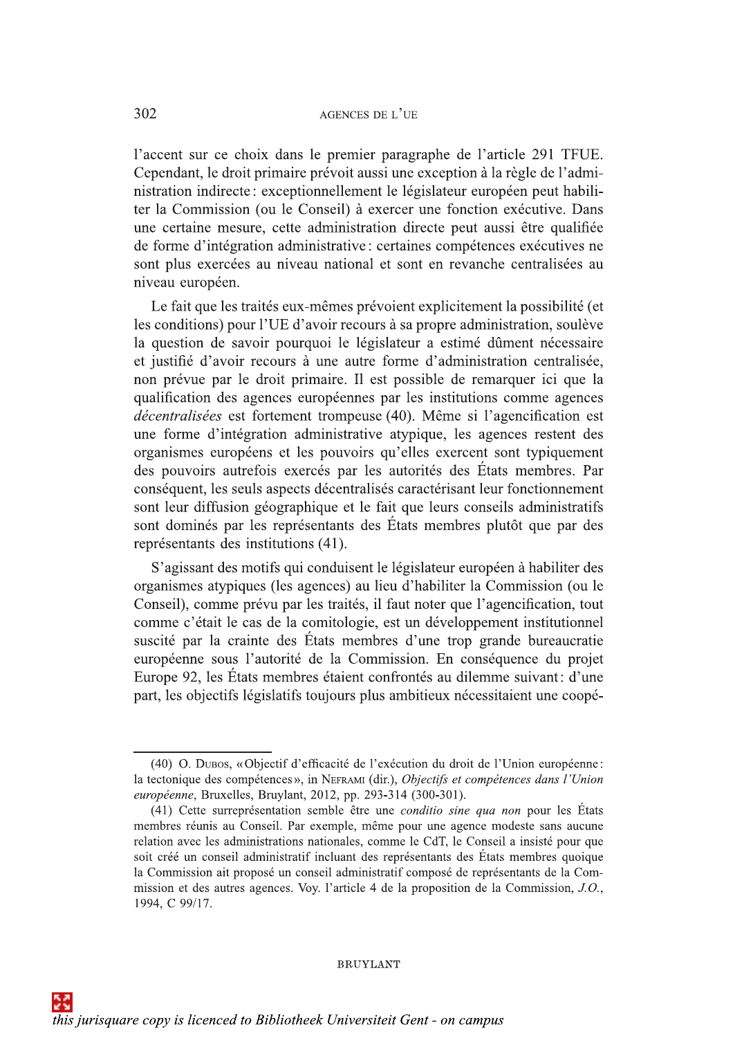l'accent sur ce choix dans le premier paragraphe de l'article 291 TFUE. Cependant, le droit primaire prévoit aussi une exception à la règle de l'administration indirecte : exceptionnellement le législateur européen peut habiliter la Commission (ou le Conseil) à exercer une fonction exécutive. Dans une certaine mesure, cette administration directe peut aussi être qualifiée de forme d'intégration administrative : certaines compétences exécutives ne sont plus exercées au niveau national et sont en revanche centralisées au niveau européen.

Le fait que les traités eux-mêmes prévoient explicitement la possibilité (et les conditions) pour l'UE d'avoir recours à sa propre administration, soulève la question de savoir pourquoi le législateur a estimé dûment nécessaire et justifié d'avoir recours à une autre forme d'administration centralisée, non prévue par le droit primaire. Il est possible de remarquer ici que la qualification des agences européennes par les institutions comme agences *décentralisées* est fortement trompeuse (40). Même si l'agencification est une forme d'intégration administrative atypique, les agences restent des organismes européens et les pouvoirs qu'elles exercent sont typiquement des pouvoirs autrefois exercés par les autorités des États membres. Par conséquent, les seuls aspects décentralisés caractérisant leur fonctionnement sont leur diffusion géographique et le fait que leurs conseils administratifs sont dominés par les représentants des États membres plutôt que par des représentants des institutions (41).

S'agissant des motifs qui conduisent le législateur européen à habiliter des organismes atypiques (les agences) au lieu d'habiliter la Commission (ou le Conseil), comme prévu par les traités, il faut noter que l'agencification, tout comme c'était le cas de la comitologie, est un développement institutionnel suscité par la crainte des États membres d'une trop grande bureaucratie européenne sous l'autorité de la Commission. En conséquence du projet Europe 92, les États membres étaient confrontés au dilemme suivant : d'une part, les objectifs législatifs toujours plus ambitieux nécessitaient une coopé-

---

(40) O. Dubos, « Objectif d'efficacité de l'exécution du droit de l'Union européenne : la tectonique des compétences », in Neframi (dir.), *Objectifs et compétences dans l'Union européenne*, Bruxelles, Bruylant, 2012, pp. 293-314 (300-301).

(41) Cette surreprésentation semble être une *conditio sine qua non* pour les États membres réunis au Conseil. Par exemple, même pour une agence modeste sans aucune relation avec les administrations nationales, comme le CdT, le Conseil a insisté pour que soit créé un conseil administratif incluant des représentants des États membres quoique la Commission ait proposé un conseil administratif composé de représentants de la Commission et des autres agences. Voy. l'article 4 de la proposition de la Commission, *J.O.*, 1994, C 99/17.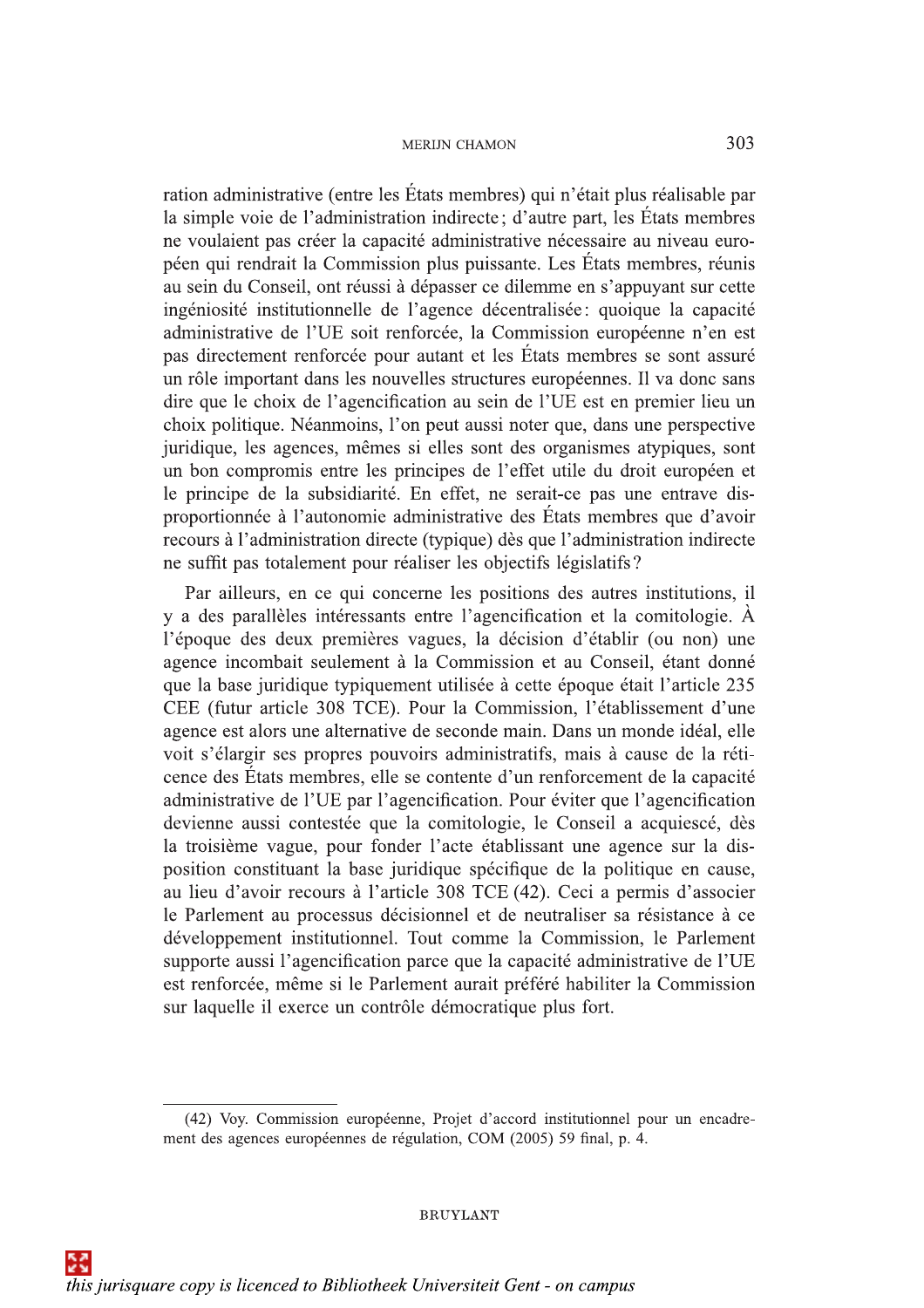ration administrative (entre les États membres) qui n'était plus réalisable par la simple voie de l'administration indirecte ; d'autre part, les États membres ne voulaient pas créer la capacité administrative nécessaire au niveau européen qui rendrait la Commission plus puissante. Les États membres, réunis au sein du Conseil, ont réussi à dépasser ce dilemme en s'appuyant sur cette ingéniosité institutionnelle de l'agence décentralisée : quoique la capacité administrative de l'UE soit renforcée, la Commission européenne n'en est pas directement renforcée pour autant et les États membres se sont assuré un rôle important dans les nouvelles structures européennes. Il va donc sans dire que le choix de l'agencification au sein de l'UE est en premier lieu un choix politique. Néanmoins, l'on peut aussi noter que, dans une perspective juridique, les agences, mêmes si elles sont des organismes atypiques, sont un bon compromis entre les principes de l'effet utile du droit européen et le principe de la subsidiarité. En effet, ne serait-ce pas une entrave disproportionnée à l'autonomie administrative des États membres que d'avoir recours à l'administration directe (typique) dès que l'administration indirecte ne suffit pas totalement pour réaliser les objectifs législatifs ?

Par ailleurs, en ce qui concerne les positions des autres institutions, il y a des parallèles intéressants entre l'agencification et la comitologie. À l'époque des deux premières vagues, la décision d'établir (ou non) une agence incombait seulement à la Commission et au Conseil, étant donné que la base juridique typiquement utilisée à cette époque était l'article 235 CEE (futur article 308 TCE). Pour la Commission, l'établissement d'une agence est alors une alternative de seconde main. Dans un monde idéal, elle voit s'élargir ses propres pouvoirs administratifs, mais à cause de la réticence des États membres, elle se contente d'un renforcement de la capacité administrative de l'UE par l'agencification. Pour éviter que l'agencification devienne aussi contestée que la comitologie, le Conseil a acquiescé, dès la troisième vague, pour fonder l'acte établissant une agence sur la disposition constituant la base juridique spécifique de la politique en cause, au lieu d'avoir recours à l'article 308 TCE (42). Ceci a permis d'associer le Parlement au processus décisionnel et de neutraliser sa résistance à ce développement institutionnel. Tout comme la Commission, le Parlement supporte aussi l'agencification parce que la capacité administrative de l'UE est renforcée, même si le Parlement aurait préféré habiliter la Commission sur laquelle il exerce un contrôle démocratique plus fort.

(42) Voy. Commission européenne, Projet d'accord institutionnel pour un encadrement des agences européennes de régulation, COM (2005) 59 final, p. 4.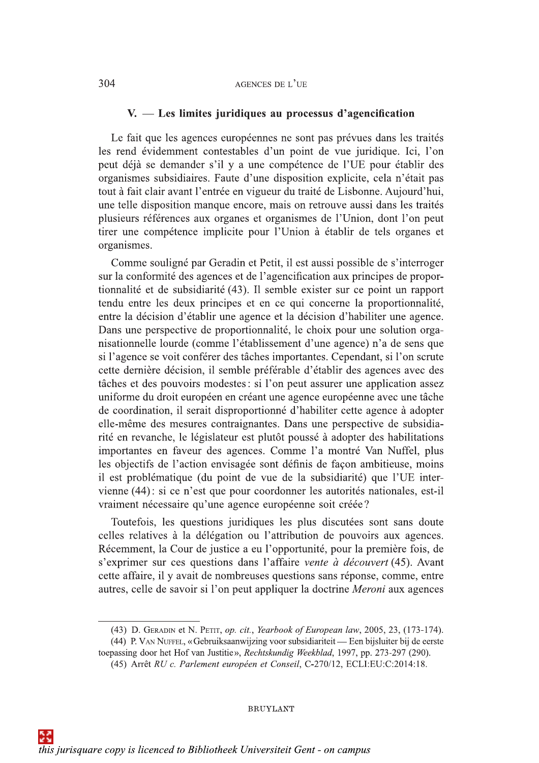## V. — Les limites juridiques au processus d'agencification

Le fait que les agences européennes ne sont pas prévues dans les traités les rend évidemment contestables d'un point de vue juridique. Ici, l'on peut déjà se demander s'il y a une compétence de l'UE pour établir des organismes subsidiaires. Faute d'une disposition explicite, cela n'était pas tout à fait clair avant l'entrée en vigueur du traité de Lisbonne. Aujourd'hui, une telle disposition manque encore, mais on retrouve aussi dans les traités plusieurs références aux organes et organismes de l'Union, dont l'on peut tirer une compétence implicite pour l'Union à établir de tels organes et organismes.

Comme souligné par Geradin et Petit, il est aussi possible de s'interroger sur la conformité des agences et de l'agencification aux principes de proportionnalité et de subsidiarité (43). Il semble exister sur ce point un rapport tendu entre les deux principes et en ce qui concerne la proportionnalité, entre la décision d'établir une agence et la décision d'habiliter une agence. Dans une perspective de proportionnalité, le choix pour une solution organisationnelle lourde (comme l'établissement d'une agence) n'a de sens que si l'agence se voit conférer des tâches importantes. Cependant, si l'on scrute cette dernière décision, il semble préférable d'établir des agences avec des tâches et des pouvoirs modestes : si l'on peut assurer une application assez uniforme du droit européen en créant une agence européenne avec une tâche de coordination, il serait disproportionné d'habiliter cette agence à adopter elle-même des mesures contraignantes. Dans une perspective de subsidiarité en revanche, le législateur est plutôt poussé à adopter des habilitations importantes en faveur des agences. Comme l'a montré Van Nuffel, plus les objectifs de l'action envisagée sont définis de façon ambitieuse, moins il est problématique (du point de vue de la subsidiarité) que l'UE intervienne (44) : si ce n'est que pour coordonner les autorités nationales, est-il vraiment nécessaire qu'une agence européenne soit créée ?

Toutefois, les questions juridiques les plus discutées sont sans doute celles relatives à la délégation ou l'attribution de pouvoirs aux agences. Récemment, la Cour de justice a eu l'opportunité, pour la première fois, de s'exprimer sur ces questions dans l'affaire *vente à découvert* (45). Avant cette affaire, il y avait de nombreuses questions sans réponse, comme, entre autres, celle de savoir si l'on peut appliquer la doctrine *Meroni* aux agences

---

(43) D. Geradin et N. Petit, *op. cit.*, *Yearbook of European law*, 2005, 23, (173-174).

(44) P. Van Nuffel, « Gebruiksaanwijzing voor subsidiariteit — Een bijsluiter bij de eerste toepassing door het Hof van Justitie », *Rechtskundig Weekblad*, 1997, pp. 273-297 (290).

(45) Arrêt *RU c. Parlement européen et Conseil*, C-270/12, ECLI:EU:C:2014:18.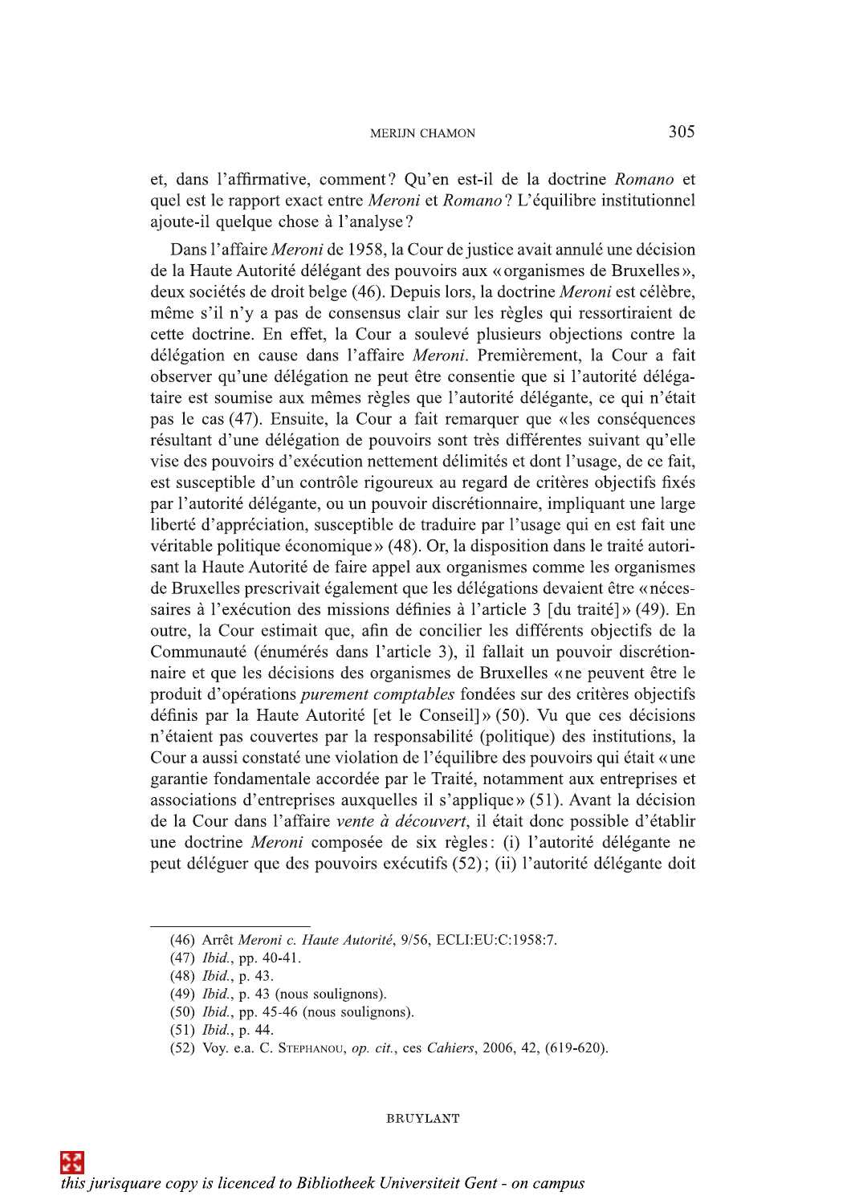et, dans l'affirmative, comment? Qu'en est-il de la doctrine *Romano* et quel est le rapport exact entre *Meroni* et *Romano*? L'équilibre institutionnel ajoute-il quelque chose à l'analyse?

Dans l'affaire *Meroni* de 1958, la Cour de justice avait annulé une décision de la Haute Autorité délégant des pouvoirs aux «organismes de Bruxelles», deux sociétés de droit belge (46). Depuis lors, la doctrine *Meroni* est célèbre, même s'il n'y a pas de consensus clair sur les règles qui ressortiraient de cette doctrine. En effet, la Cour a soulevé plusieurs objections contre la délégation en cause dans l'affaire *Meroni*. Premièrement, la Cour a fait observer qu'une délégation ne peut être consentie que si l'autorité délégataire est soumise aux mêmes règles que l'autorité délégante, ce qui n'était pas le cas (47). Ensuite, la Cour a fait remarquer que «les conséquences résultant d'une délégation de pouvoirs sont très différentes suivant qu'elle vise des pouvoirs d'exécution nettement délimités et dont l'usage, de ce fait, est susceptible d'un contrôle rigoureux au regard de critères objectifs fixés par l'autorité délégante, ou un pouvoir discrétionnaire, impliquant une large liberté d'appréciation, susceptible de traduire par l'usage qui en est fait une véritable politique économique» (48). Or, la disposition dans le traité autorisant la Haute Autorité de faire appel aux organismes comme les organismes de Bruxelles prescrivait également que les délégations devaient être «nécessaires à l'exécution des missions définies à l'article 3 [du traité]» (49). En outre, la Cour estimait que, afin de concilier les différents objectifs de la Communauté (énumérés dans l'article 3), il fallait un pouvoir discrétionnaire et que les décisions des organismes de Bruxelles «ne peuvent être le produit d'opérations *purement comptables* fondées sur des critères objectifs définis par la Haute Autorité [et le Conseil]» (50). Vu que ces décisions n'étaient pas couvertes par la responsabilité (politique) des institutions, la Cour a aussi constaté une violation de l'équilibre des pouvoirs qui était «une garantie fondamentale accordée par le Traité, notamment aux entreprises et associations d'entreprises auxquelles il s'applique» (51). Avant la décision de la Cour dans l'affaire *vente à découvert*, il était donc possible d'établir une doctrine *Meroni* composée de six règles: (i) l'autorité délégante ne peut déléguer que des pouvoirs exécutifs (52); (ii) l'autorité délégante doit

---

(46) Arrêt *Meroni c. Haute Autorité*, 9/56, ECLI:EU:C:1958:7.

(47) *Ibid.*, pp. 40-41.

(48) *Ibid.*, p. 43.

(49) *Ibid.*, p. 43 (nous soulignons).

(50) *Ibid.*, pp. 45-46 (nous soulignons).

(51) *Ibid.*, p. 44.

(52) Voy. e.a. C. Stephanou, *op. cit.*, ces *Cahiers*, 2006, 42, (619-620).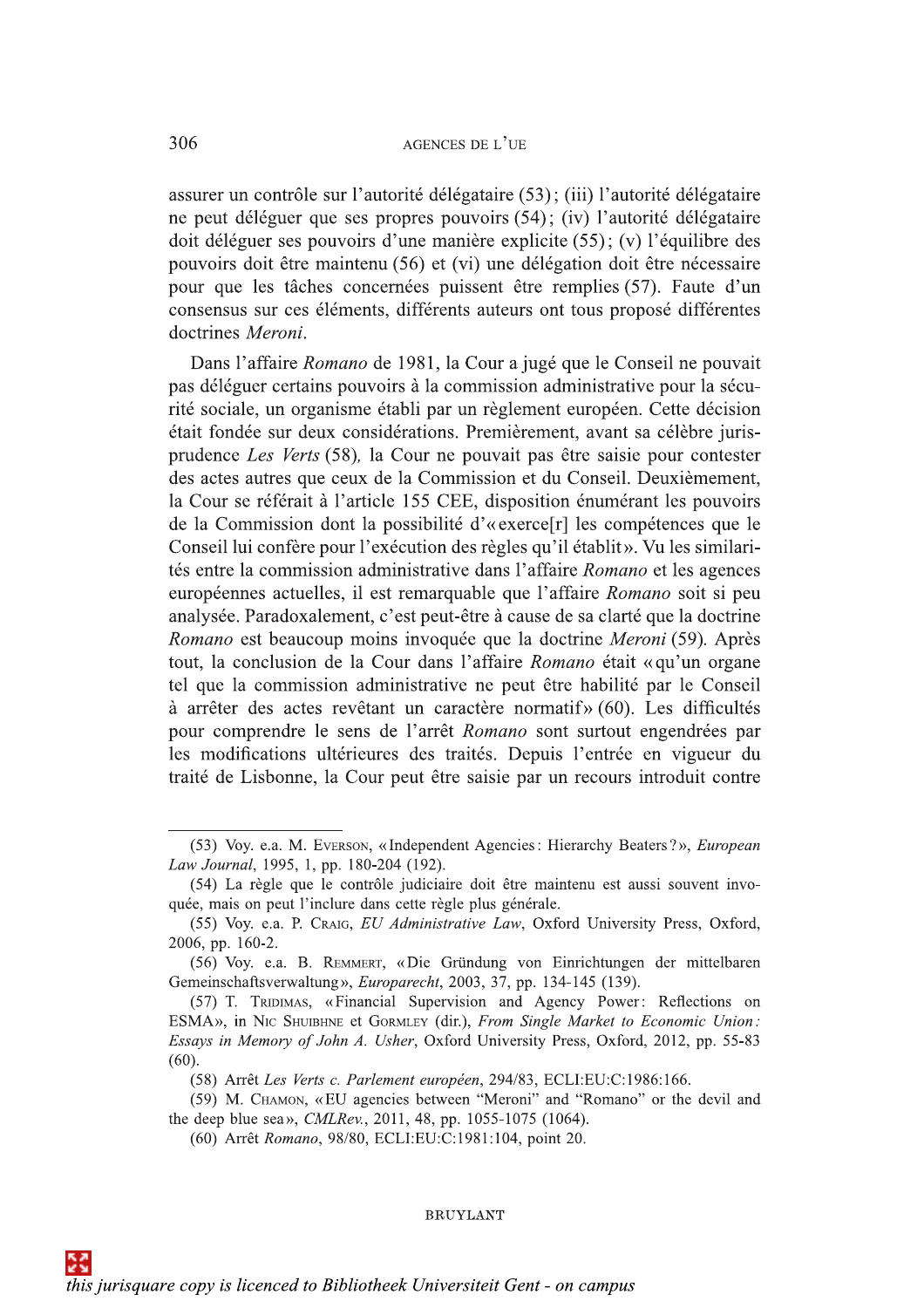assurer un contrôle sur l'autorité délégataire (53) ; (iii) l'autorité délégataire ne peut déléguer que ses propres pouvoirs (54) ; (iv) l'autorité délégataire doit déléguer ses pouvoirs d'une manière explicite (55) ; (v) l'équilibre des pouvoirs doit être maintenu (56) et (vi) une délégation doit être nécessaire pour que les tâches concernées puissent être remplies (57). Faute d'un consensus sur ces éléments, différents auteurs ont tous proposé différentes doctrines *Meroni*.

Dans l'affaire *Romano* de 1981, la Cour a jugé que le Conseil ne pouvait pas déléguer certains pouvoirs à la commission administrative pour la sécurité sociale, un organisme établi par un règlement européen. Cette décision était fondée sur deux considérations. Premièrement, avant sa célèbre jurisprudence *Les Verts* (58), la Cour ne pouvait pas être saisie pour contester des actes autres que ceux de la Commission et du Conseil. Deuxièmement, la Cour se référait à l'article 155 CEE, disposition énumérant les pouvoirs de la Commission dont la possibilité d'« exerce[r] les compétences que le Conseil lui confère pour l'exécution des règles qu'il établit ». Vu les similarités entre la commission administrative dans l'affaire *Romano* et les agences européennes actuelles, il est remarquable que l'affaire *Romano* soit si peu analysée. Paradoxalement, c'est peut-être à cause de sa clarté que la doctrine *Romano* est beaucoup moins invoquée que la doctrine *Meroni* (59). Après tout, la conclusion de la Cour dans l'affaire *Romano* était « qu'un organe tel que la commission administrative ne peut être habilité par le Conseil à arrêter des actes revêtant un caractère normatif » (60). Les difficultés pour comprendre le sens de l'arrêt *Romano* sont surtout engendrées par les modifications ultérieures des traités. Depuis l'entrée en vigueur du traité de Lisbonne, la Cour peut être saisie par un recours introduit contre

---

(53) Voy. e.a. M. Everson, « Independent Agencies : Hierarchy Beaters ? », *European Law Journal*, 1995, 1, pp. 180-204 (192).

(54) La règle que le contrôle judiciaire doit être maintenu est aussi souvent invoquée, mais on peut l'inclure dans cette règle plus générale.

(55) Voy. e.a. P. Craig, *EU Administrative Law*, Oxford University Press, Oxford, 2006, pp. 160-2.

(56) Voy. e.a. B. Remmert, « Die Gründung von Einrichtungen der mittelbaren Gemeinschaftsverwaltung », *Europarecht*, 2003, 37, pp. 134-145 (139).

(57) T. Tridimas, « Financial Supervision and Agency Power : Reflections on ESMA », in Nic Shuibhne et Gormley (dir.), *From Single Market to Economic Union : Essays in Memory of John A. Usher*, Oxford University Press, Oxford, 2012, pp. 55-83 (60).

(58) Arrêt *Les Verts c. Parlement européen*, 294/83, ECLI:EU:C:1986:166.

(59) M. Chamon, « EU agencies between "Meroni" and "Romano" or the devil and the deep blue sea », *CMLRev.*, 2011, 48, pp. 1055-1075 (1064).

(60) Arrêt *Romano*, 98/80, ECLI:EU:C:1981:104, point 20.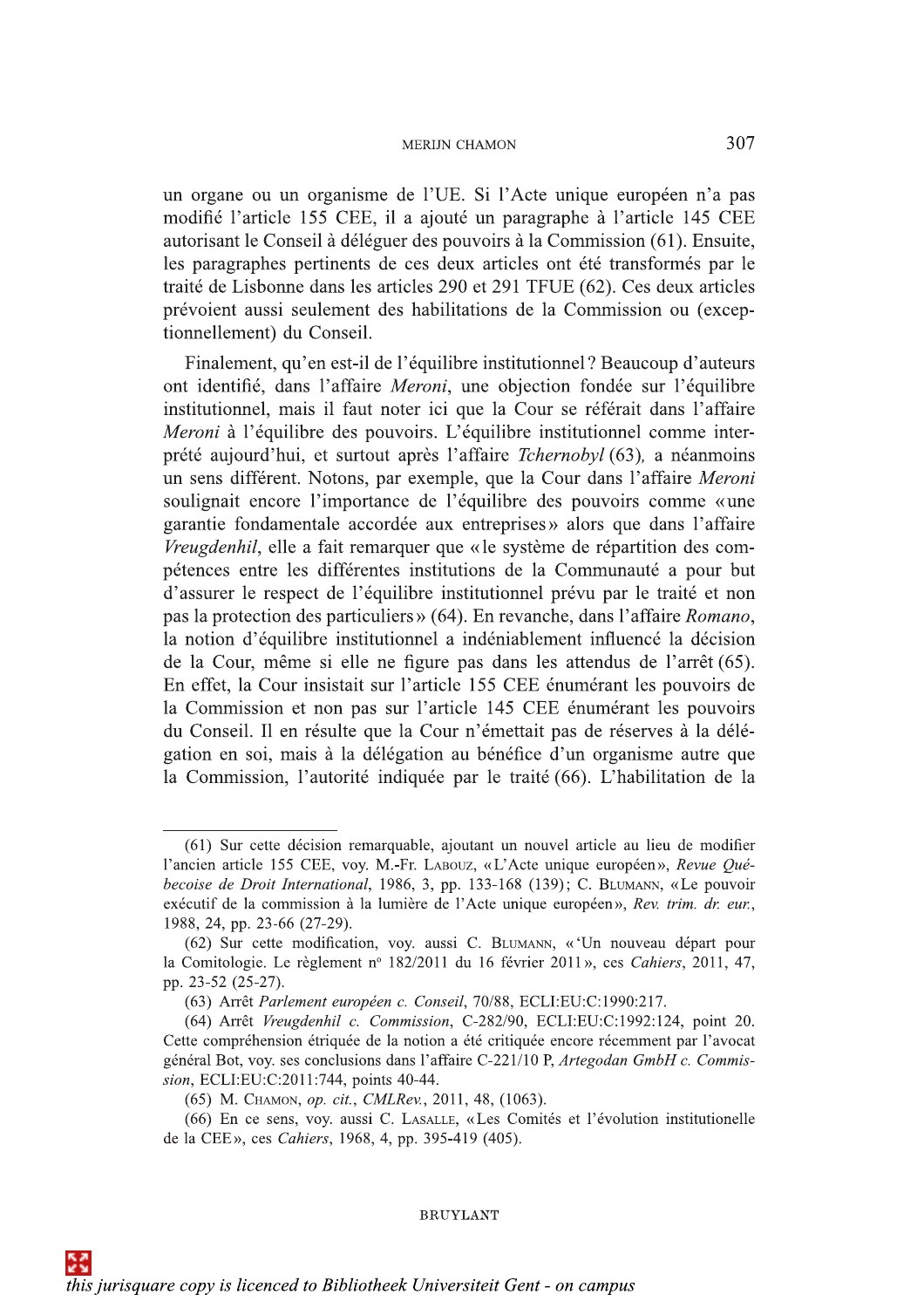un organe ou un organisme de l'UE. Si l'Acte unique européen n'a pas modifié l'article 155 CEE, il a ajouté un paragraphe à l'article 145 CEE autorisant le Conseil à déléguer des pouvoirs à la Commission (61). Ensuite, les paragraphes pertinents de ces deux articles ont été transformés par le traité de Lisbonne dans les articles 290 et 291 TFUE (62). Ces deux articles prévoient aussi seulement des habilitations de la Commission ou (exceptionnellement) du Conseil.

Finalement, qu'en est-il de l'équilibre institutionnel ? Beaucoup d'auteurs ont identifié, dans l'affaire *Meroni*, une objection fondée sur l'équilibre institutionnel, mais il faut noter ici que la Cour se référait dans l'affaire *Meroni* à l'équilibre des pouvoirs. L'équilibre institutionnel comme interprété aujourd'hui, et surtout après l'affaire *Tchernobyl* (63), a néanmoins un sens différent. Notons, par exemple, que la Cour dans l'affaire *Meroni* soulignait encore l'importance de l'équilibre des pouvoirs comme « une garantie fondamentale accordée aux entreprises » alors que dans l'affaire *Vreugdenhil*, elle a fait remarquer que « le système de répartition des compétences entre les différentes institutions de la Communauté a pour but d'assurer le respect de l'équilibre institutionnel prévu par le traité et non pas la protection des particuliers » (64). En revanche, dans l'affaire *Romano*, la notion d'équilibre institutionnel a indéniablement influencé la décision de la Cour, même si elle ne figure pas dans les attendus de l'arrêt (65). En effet, la Cour insistait sur l'article 155 CEE énumérant les pouvoirs de la Commission et non pas sur l'article 145 CEE énumérant les pouvoirs du Conseil. Il en résulte que la Cour n'émettait pas de réserves à la délégation en soi, mais à la délégation au bénéfice d'un organisme autre que la Commission, l'autorité indiquée par le traité (66). L'habilitation de la

---

(61) Sur cette décision remarquable, ajoutant un nouvel article au lieu de modifier l'ancien article 155 CEE, voy. M.-Fr. Labouz, « L'Acte unique européen », *Revue Québecoise de Droit International*, 1986, 3, pp. 133-168 (139) ; C. Blumann, « Le pouvoir exécutif de la commission à la lumière de l'Acte unique européen », *Rev. trim. dr. eur.*, 1988, 24, pp. 23-66 (27-29).

(62) Sur cette modification, voy. aussi C. Blumann, « 'Un nouveau départ pour la Comitologie. Le règlement nº 182/2011 du 16 février 2011 », ces *Cahiers*, 2011, 47, pp. 23-52 (25-27).

(63) Arrêt *Parlement européen c. Conseil*, 70/88, ECLI:EU:C:1990:217.

(64) Arrêt *Vreugdenhil c. Commission*, C-282/90, ECLI:EU:C:1992:124, point 20. Cette compréhension étriquée de la notion a été critiquée encore récemment par l'avocat général Bot, voy. ses conclusions dans l'affaire C-221/10 P, *Artegodan GmbH c. Commission*, ECLI:EU:C:2011:744, points 40-44.

(65) M. Chamon, *op. cit.*, *CMLRev.*, 2011, 48, (1063).

(66) En ce sens, voy. aussi C. Lasalle, « Les Comités et l'évolution institutionelle de la CEE », ces *Cahiers*, 1968, 4, pp. 395-419 (405).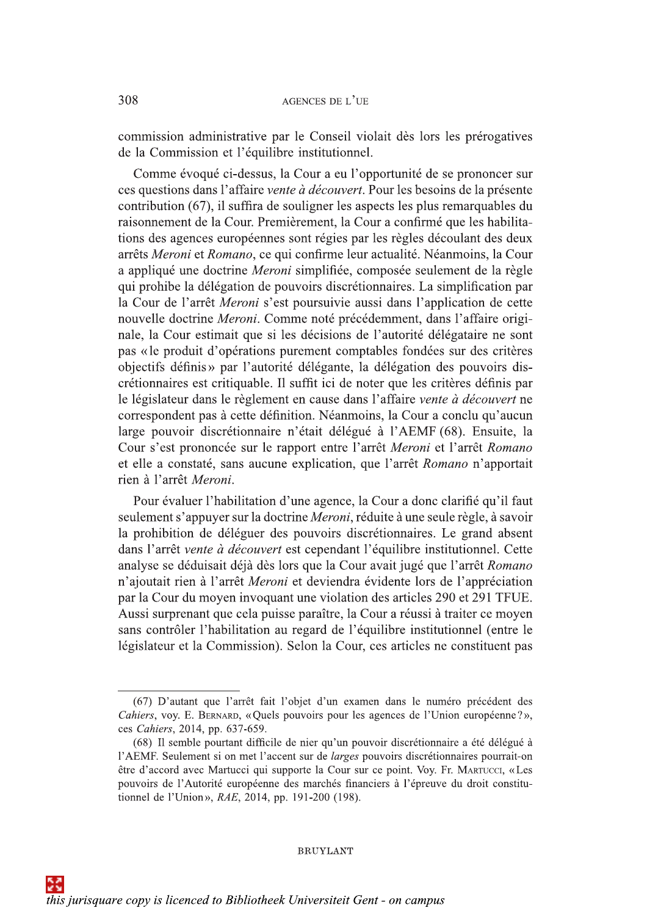commission administrative par le Conseil violait dès lors les prérogatives de la Commission et l'équilibre institutionnel.

Comme évoqué ci-dessus, la Cour a eu l'opportunité de se prononcer sur ces questions dans l'affaire *vente à découvert*. Pour les besoins de la présente contribution (67), il suffira de souligner les aspects les plus remarquables du raisonnement de la Cour. Premièrement, la Cour a confirmé que les habilitations des agences européennes sont régies par les règles découlant des deux arrêts *Meroni* et *Romano*, ce qui confirme leur actualité. Néanmoins, la Cour a appliqué une doctrine *Meroni* simplifiée, composée seulement de la règle qui prohibe la délégation de pouvoirs discrétionnaires. La simplification par la Cour de l'arrêt *Meroni* s'est poursuivie aussi dans l'application de cette nouvelle doctrine *Meroni*. Comme noté précédemment, dans l'affaire originale, la Cour estimait que si les décisions de l'autorité délégataire ne sont pas « le produit d'opérations purement comptables fondées sur des critères objectifs définis » par l'autorité délégante, la délégation des pouvoirs discrétionnaires est critiquable. Il suffit ici de noter que les critères définis par le législateur dans le règlement en cause dans l'affaire *vente à découvert* ne correspondent pas à cette définition. Néanmoins, la Cour a conclu qu'aucun large pouvoir discrétionnaire n'était délégué à l'AEMF (68). Ensuite, la Cour s'est prononcée sur le rapport entre l'arrêt *Meroni* et l'arrêt *Romano* et elle a constaté, sans aucune explication, que l'arrêt *Romano* n'apportait rien à l'arrêt *Meroni*.

Pour évaluer l'habilitation d'une agence, la Cour a donc clarifié qu'il faut seulement s'appuyer sur la doctrine *Meroni*, réduite à une seule règle, à savoir la prohibition de déléguer des pouvoirs discrétionnaires. Le grand absent dans l'arrêt *vente à découvert* est cependant l'équilibre institutionnel. Cette analyse se déduisait déjà dès lors que la Cour avait jugé que l'arrêt *Romano* n'ajoutait rien à l'arrêt *Meroni* et deviendra évidente lors de l'appréciation par la Cour du moyen invoquant une violation des articles 290 et 291 TFUE. Aussi surprenant que cela puisse paraître, la Cour a réussi à traiter ce moyen sans contrôler l'habilitation au regard de l'équilibre institutionnel (entre le législateur et la Commission). Selon la Cour, ces articles ne constituent pas

---

(67) D'autant que l'arrêt fait l'objet d'un examen dans le numéro précédent des *Cahiers*, voy. E. Bernard, « Quels pouvoirs pour les agences de l'Union européenne ? », ces *Cahiers*, 2014, pp. 637-659.

(68) Il semble pourtant difficile de nier qu'un pouvoir discrétionnaire a été délégué à l'AEMF. Seulement si on met l'accent sur de *larges* pouvoirs discrétionnaires pourrait-on être d'accord avec Martucci qui supporte la Cour sur ce point. Voy. Fr. Martucci, « Les pouvoirs de l'Autorité européenne des marchés financiers à l'épreuve du droit constitutionnel de l'Union », *RAE*, 2014, pp. 191-200 (198).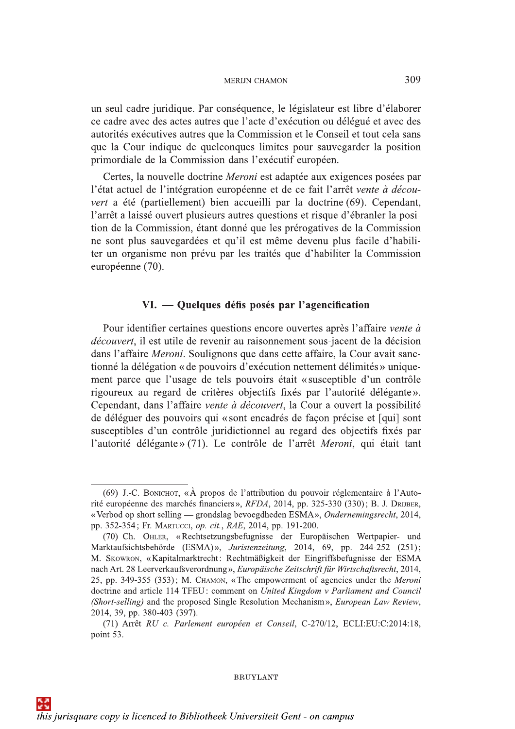un seul cadre juridique. Par conséquence, le législateur est libre d'élaborer ce cadre avec des actes autres que l'acte d'exécution ou délégué et avec des autorités exécutives autres que la Commission et le Conseil et tout cela sans que la Cour indique de quelconques limites pour sauvegarder la position primordiale de la Commission dans l'exécutif européen.

Certes, la nouvelle doctrine *Meroni* est adaptée aux exigences posées par l'état actuel de l'intégration européenne et de ce fait l'arrêt *vente à découvert* a été (partiellement) bien accueilli par la doctrine (69). Cependant, l'arrêt a laissé ouvert plusieurs autres questions et risque d'ébranler la position de la Commission, étant donné que les prérogatives de la Commission ne sont plus sauvegardées et qu'il est même devenu plus facile d'habiliter un organisme non prévu par les traités que d'habiliter la Commission européenne (70).

## VI. — Quelques défis posés par l'agencification

Pour identifier certaines questions encore ouvertes après l'affaire *vente à découvert*, il est utile de revenir au raisonnement sous-jacent de la décision dans l'affaire *Meroni*. Soulignons que dans cette affaire, la Cour avait sanctionné la délégation « de pouvoirs d'exécution nettement délimités » uniquement parce que l'usage de tels pouvoirs était « susceptible d'un contrôle rigoureux au regard de critères objectifs fixés par l'autorité délégante ». Cependant, dans l'affaire *vente à découvert*, la Cour a ouvert la possibilité de déléguer des pouvoirs qui « sont encadrés de façon précise et [qui] sont susceptibles d'un contrôle juridictionnel au regard des objectifs fixés par l'autorité délégante » (71). Le contrôle de l'arrêt *Meroni*, qui était tant

---

(69) J.-C. Bonichot, « À propos de l'attribution du pouvoir réglementaire à l'Autorité européenne des marchés financiers », *RFDA*, 2014, pp. 325-330 (330); B. J. Drijber, « Verbod op short selling — grondslag bevoegdheden ESMA », *Ondernemingsrecht*, 2014, pp. 352-354; Fr. Martucci, *op. cit.*, *RAE*, 2014, pp. 191-200.

(70) Ch. Ohler, « Rechtsetzungsbefugnisse der Europäischen Wertpapier- und Marktaufsichtsbehörde (ESMA) », *Juristenzeitung*, 2014, 69, pp. 244-252 (251); M. Skowron, « Kapitalmarktrecht: Rechtmäßigkeit der Eingriffsbefugnisse der ESMA nach Art. 28 Leerverkaufsverordnung », *Europäische Zeitschrift für Wirtschaftsrecht*, 2014, 25, pp. 349-355 (353); M. Chamon, « The empowerment of agencies under the *Meroni* doctrine and article 114 TFEU: comment on *United Kingdom v Parliament and Council (Short-selling)* and the proposed Single Resolution Mechanism », *European Law Review*, 2014, 39, pp. 380-403 (397).

(71) Arrêt *RU c. Parlement européen et Conseil*, C-270/12, ECLI:EU:C:2014:18, point 53.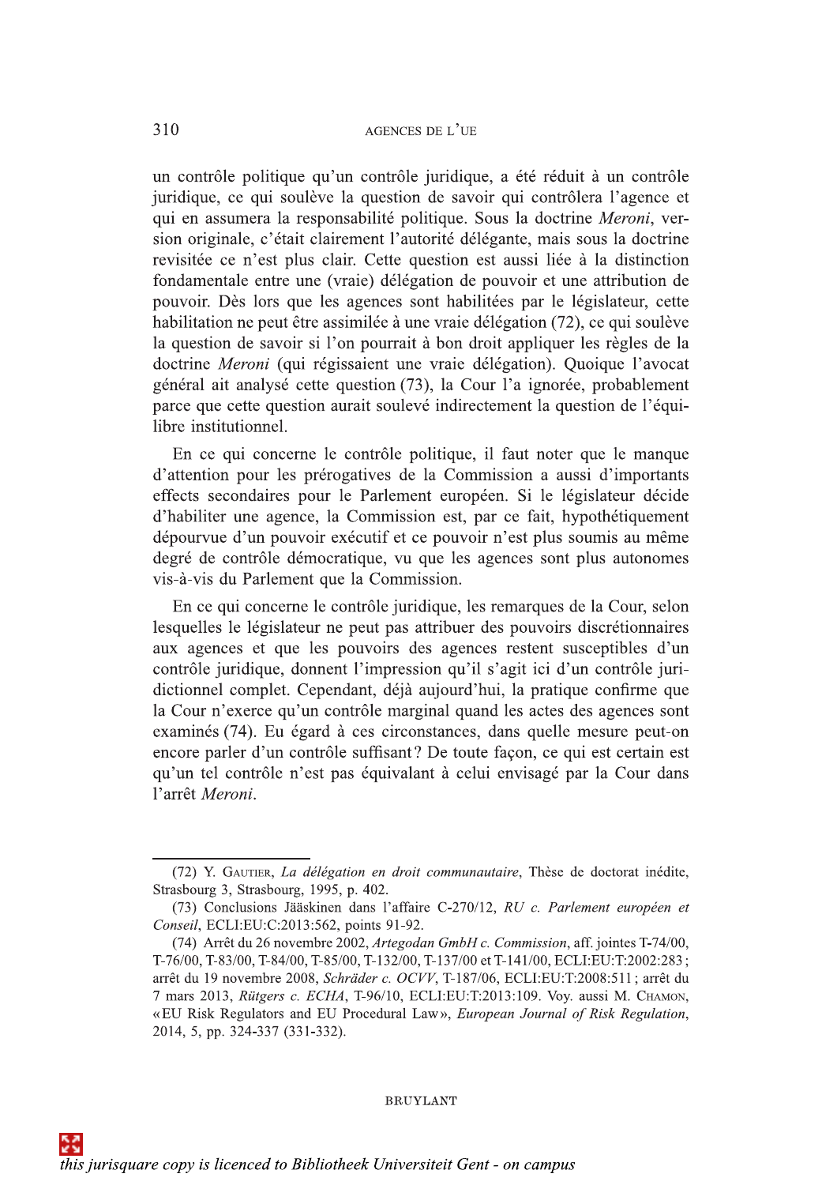un contrôle politique qu'un contrôle juridique, a été réduit à un contrôle juridique, ce qui soulève la question de savoir qui contrôlera l'agence et qui en assumera la responsabilité politique. Sous la doctrine *Meroni*, version originale, c'était clairement l'autorité délégante, mais sous la doctrine revisitée ce n'est plus clair. Cette question est aussi liée à la distinction fondamentale entre une (vraie) délégation de pouvoir et une attribution de pouvoir. Dès lors que les agences sont habilitées par le législateur, cette habilitation ne peut être assimilée à une vraie délégation (72), ce qui soulève la question de savoir si l'on pourrait à bon droit appliquer les règles de la doctrine *Meroni* (qui régissaient une vraie délégation). Quoique l'avocat général ait analysé cette question (73), la Cour l'a ignorée, probablement parce que cette question aurait soulevé indirectement la question de l'équilibre institutionnel.

En ce qui concerne le contrôle politique, il faut noter que le manque d'attention pour les prérogatives de la Commission a aussi d'importants effects secondaires pour le Parlement européen. Si le législateur décide d'habiliter une agence, la Commission est, par ce fait, hypothétiquement dépourvue d'un pouvoir exécutif et ce pouvoir n'est plus soumis au même degré de contrôle démocratique, vu que les agences sont plus autonomes vis-à-vis du Parlement que la Commission.

En ce qui concerne le contrôle juridique, les remarques de la Cour, selon lesquelles le législateur ne peut pas attribuer des pouvoirs discrétionnaires aux agences et que les pouvoirs des agences restent susceptibles d'un contrôle juridique, donnent l'impression qu'il s'agit ici d'un contrôle juridictionnel complet. Cependant, déjà aujourd'hui, la pratique confirme que la Cour n'exerce qu'un contrôle marginal quand les actes des agences sont examinés (74). Eu égard à ces circonstances, dans quelle mesure peut-on encore parler d'un contrôle suffisant ? De toute façon, ce qui est certain est qu'un tel contrôle n'est pas équivalant à celui envisagé par la Cour dans l'arrêt *Meroni*.

---

(72) Y. Gautier, *La délégation en droit communautaire*, Thèse de doctorat inédite, Strasbourg 3, Strasbourg, 1995, p. 402.

(73) Conclusions Jääskinen dans l'affaire C-270/12, *RU c. Parlement européen et Conseil*, ECLI:EU:C:2013:562, points 91-92.

(74) Arrêt du 26 novembre 2002, *Artegodan GmbH c. Commission*, aff. jointes T-74/00, T-76/00, T-83/00, T-84/00, T-85/00, T-132/00, T-137/00 et T-141/00, ECLI:EU:T:2002:283 ; arrêt du 19 novembre 2008, *Schräder c. OCVV*, T-187/06, ECLI:EU:T:2008:511 ; arrêt du 7 mars 2013, *Rütgers c. ECHA*, T-96/10, ECLI:EU:T:2013:109. Voy. aussi M. Chamon, « EU Risk Regulators and EU Procedural Law », *European Journal of Risk Regulation*, 2014, 5, pp. 324-337 (331-332).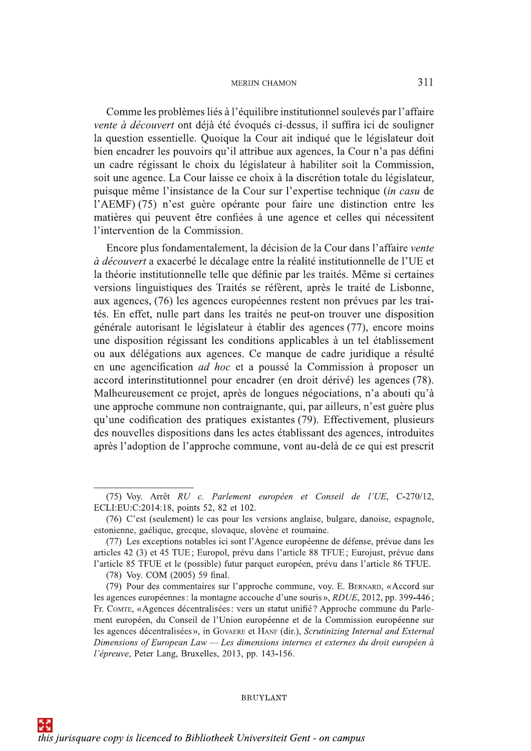Comme les problèmes liés à l'équilibre institutionnel soulevés par l'affaire *vente à découvert* ont déjà été évoqués ci-dessus, il suffira ici de souligner la question essentielle. Quoique la Cour ait indiqué que le législateur doit bien encadrer les pouvoirs qu'il attribue aux agences, la Cour n'a pas défini un cadre régissant le choix du législateur à habiliter soit la Commission, soit une agence. La Cour laisse ce choix à la discrétion totale du législateur, puisque même l'insistance de la Cour sur l'expertise technique (*in casu* de l'AEMF) (75) n'est guère opérante pour faire une distinction entre les matières qui peuvent être confiées à une agence et celles qui nécessitent l'intervention de la Commission.

Encore plus fondamentalement, la décision de la Cour dans l'affaire *vente à découvert* a exacerbé le décalage entre la réalité institutionnelle de l'UE et la théorie institutionnelle telle que définie par les traités. Même si certaines versions linguistiques des Traités se réfèrent, après le traité de Lisbonne, aux agences, (76) les agences européennes restent non prévues par les traités. En effet, nulle part dans les traités ne peut-on trouver une disposition générale autorisant le législateur à établir des agences (77), encore moins une disposition régissant les conditions applicables à un tel établissement ou aux délégations aux agences. Ce manque de cadre juridique a résulté en une agencification *ad hoc* et a poussé la Commission à proposer un accord interinstitutionnel pour encadrer (en droit dérivé) les agences (78). Malheureusement ce projet, après de longues négociations, n'a abouti qu'à une approche commune non contraignante, qui, par ailleurs, n'est guère plus qu'une codification des pratiques existantes (79). Effectivement, plusieurs des nouvelles dispositions dans les actes établissant des agences, introduites après l'adoption de l'approche commune, vont au-delà de ce qui est prescrit

---

(75) Voy. Arrêt *RU c. Parlement européen et Conseil de l'UE*, C-270/12, ECLI:EU:C:2014:18, points 52, 82 et 102.

(76) C'est (seulement) le cas pour les versions anglaise, bulgare, danoise, espagnole, estonienne, gaélique, grecque, slovaque, slovène et roumaine.

(77) Les exceptions notables ici sont l'Agence européenne de défense, prévue dans les articles 42 (3) et 45 TUE ; Europol, prévu dans l'article 88 TFUE ; Eurojust, prévue dans l'article 85 TFUE et le (possible) futur parquet européen, prévu dans l'article 86 TFUE.

(78) Voy. COM (2005) 59 final.

(79) Pour des commentaires sur l'approche commune, voy. E. Bernard, « Accord sur les agences européennes : la montagne accouche d'une souris », *RDUE*, 2012, pp. 399-446 ; Fr. Comte, « Agences décentralisées : vers un statut unifié ? Approche commune du Parlement européen, du Conseil de l'Union européenne et de la Commission européenne sur les agences décentralisées », in Govaere et Hanf (dir.), *Scrutinizing Internal and External Dimensions of European Law — Les dimensions internes et externes du droit européen à l'épreuve*, Peter Lang, Bruxelles, 2013, pp. 143-156.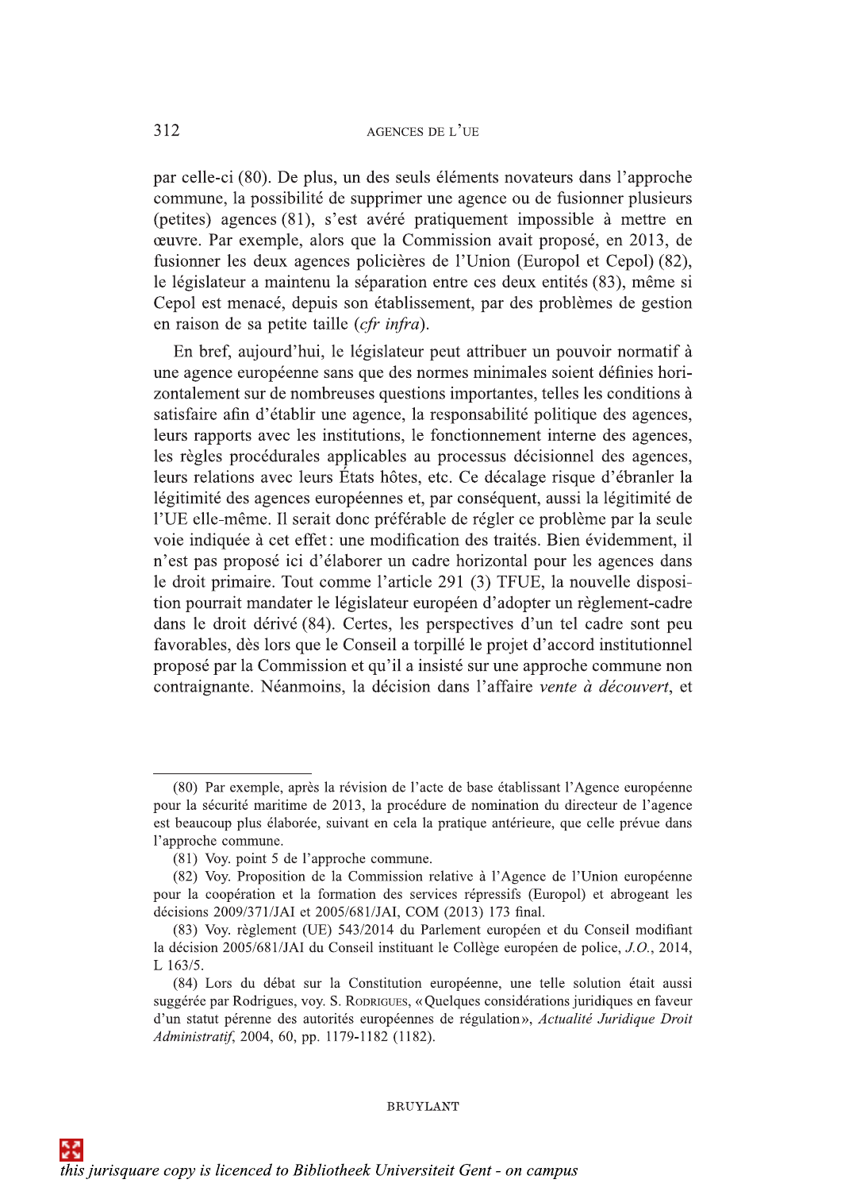par celle-ci (80). De plus, un des seuls éléments novateurs dans l'approche commune, la possibilité de supprimer une agence ou de fusionner plusieurs (petites) agences (81), s'est avéré pratiquement impossible à mettre en œuvre. Par exemple, alors que la Commission avait proposé, en 2013, de fusionner les deux agences policières de l'Union (Europol et Cepol) (82), le législateur a maintenu la séparation entre ces deux entités (83), même si Cepol est menacé, depuis son établissement, par des problèmes de gestion en raison de sa petite taille (*cfr infra*).

En bref, aujourd'hui, le législateur peut attribuer un pouvoir normatif à une agence européenne sans que des normes minimales soient définies horizontalement sur de nombreuses questions importantes, telles les conditions à satisfaire afin d'établir une agence, la responsabilité politique des agences, leurs rapports avec les institutions, le fonctionnement interne des agences, les règles procédurales applicables au processus décisionnel des agences, leurs relations avec leurs États hôtes, etc. Ce décalage risque d'ébranler la légitimité des agences européennes et, par conséquent, aussi la légitimité de l'UE elle-même. Il serait donc préférable de régler ce problème par la seule voie indiquée à cet effet : une modification des traités. Bien évidemment, il n'est pas proposé ici d'élaborer un cadre horizontal pour les agences dans le droit primaire. Tout comme l'article 291 (3) TFUE, la nouvelle disposition pourrait mandater le législateur européen d'adopter un règlement-cadre dans le droit dérivé (84). Certes, les perspectives d'un tel cadre sont peu favorables, dès lors que le Conseil a torpillé le projet d'accord institutionnel proposé par la Commission et qu'il a insisté sur une approche commune non contraignante. Néanmoins, la décision dans l'affaire *vente à découvert*, et

---

(80) Par exemple, après la révision de l'acte de base établissant l'Agence européenne pour la sécurité maritime de 2013, la procédure de nomination du directeur de l'agence est beaucoup plus élaborée, suivant en cela la pratique antérieure, que celle prévue dans l'approche commune.

(81) Voy. point 5 de l'approche commune.

(82) Voy. Proposition de la Commission relative à l'Agence de l'Union européenne pour la coopération et la formation des services répressifs (Europol) et abrogeant les décisions 2009/371/JAI et 2005/681/JAI, COM (2013) 173 final.

(83) Voy. règlement (UE) 543/2014 du Parlement européen et du Conseil modifiant la décision 2005/681/JAI du Conseil instituant le Collège européen de police, *J.O.*, 2014, L 163/5.

(84) Lors du débat sur la Constitution européenne, une telle solution était aussi suggérée par Rodrigues, voy. S. Rodrigues, « Quelques considérations juridiques en faveur d'un statut pérenne des autorités européennes de régulation », *Actualité Juridique Droit Administratif*, 2004, 60, pp. 1179-1182 (1182).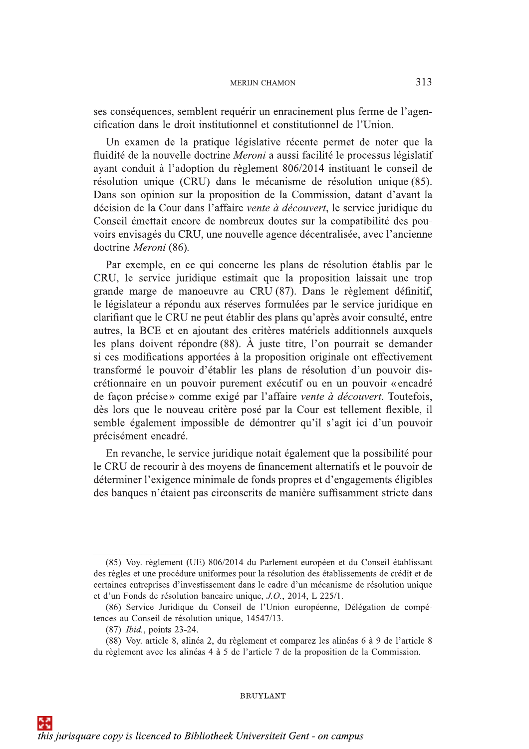ses conséquences, semblent requérir un enracinement plus ferme de l'agencification dans le droit institutionnel et constitutionnel de l'Union.

Un examen de la pratique législative récente permet de noter que la fluidité de la nouvelle doctrine *Meroni* a aussi facilité le processus législatif ayant conduit à l'adoption du règlement 806/2014 instituant le conseil de résolution unique (CRU) dans le mécanisme de résolution unique (85). Dans son opinion sur la proposition de la Commission, datant d'avant la décision de la Cour dans l'affaire *vente à découvert*, le service juridique du Conseil émettait encore de nombreux doutes sur la compatibilité des pouvoirs envisagés du CRU, une nouvelle agence décentralisée, avec l'ancienne doctrine *Meroni* (86).

Par exemple, en ce qui concerne les plans de résolution établis par le CRU, le service juridique estimait que la proposition laissait une trop grande marge de manoeuvre au CRU (87). Dans le règlement définitif, le législateur a répondu aux réserves formulées par le service juridique en clarifiant que le CRU ne peut établir des plans qu'après avoir consulté, entre autres, la BCE et en ajoutant des critères matériels additionnels auxquels les plans doivent répondre (88). À juste titre, l'on pourrait se demander si ces modifications apportées à la proposition originale ont effectivement transformé le pouvoir d'établir les plans de résolution d'un pouvoir discrétionnaire en un pouvoir purement exécutif ou en un pouvoir « encadré de façon précise » comme exigé par l'affaire *vente à découvert*. Toutefois, dès lors que le nouveau critère posé par la Cour est tellement flexible, il semble également impossible de démontrer qu'il s'agit ici d'un pouvoir précisément encadré.

En revanche, le service juridique notait également que la possibilité pour le CRU de recourir à des moyens de financement alternatifs et le pouvoir de déterminer l'exigence minimale de fonds propres et d'engagements éligibles des banques n'étaient pas circonscrits de manière suffisamment stricte dans

---

(85) Voy. règlement (UE) 806/2014 du Parlement européen et du Conseil établissant des règles et une procédure uniformes pour la résolution des établissements de crédit et de certaines entreprises d'investissement dans le cadre d'un mécanisme de résolution unique et d'un Fonds de résolution bancaire unique, *J.O.*, 2014, L 225/1.

(86) Service Juridique du Conseil de l'Union européenne, Délégation de compétences au Conseil de résolution unique, 14547/13.

(87) *Ibid.*, points 23-24.

(88) Voy. article 8, alinéa 2, du règlement et comparez les alinéas 6 à 9 de l'article 8 du règlement avec les alinéas 4 à 5 de l'article 7 de la proposition de la Commission.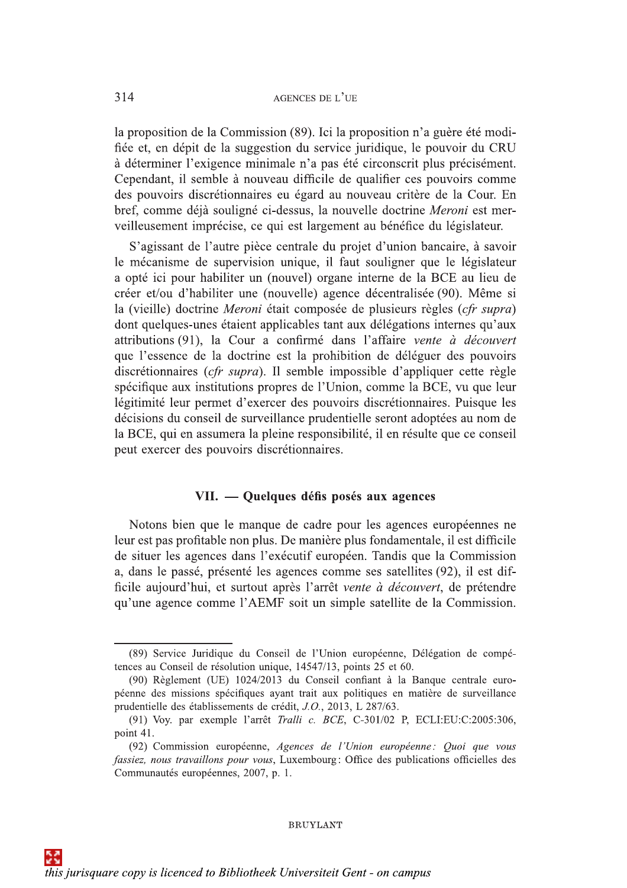la proposition de la Commission (89). Ici la proposition n'a guère été modifiée et, en dépit de la suggestion du service juridique, le pouvoir du CRU à déterminer l'exigence minimale n'a pas été circonscrit plus précisément. Cependant, il semble à nouveau difficile de qualifier ces pouvoirs comme des pouvoirs discrétionnaires eu égard au nouveau critère de la Cour. En bref, comme déjà souligné ci-dessus, la nouvelle doctrine *Meroni* est merveilleusement imprécise, ce qui est largement au bénéfice du législateur.

S'agissant de l'autre pièce centrale du projet d'union bancaire, à savoir le mécanisme de supervision unique, il faut souligner que le législateur a opté ici pour habiliter un (nouvel) organe interne de la BCE au lieu de créer et/ou d'habiliter une (nouvelle) agence décentralisée (90). Même si la (vieille) doctrine *Meroni* était composée de plusieurs règles (*cfr supra*) dont quelques-unes étaient applicables tant aux délégations internes qu'aux attributions (91), la Cour a confirmé dans l'affaire *vente à découvert* que l'essence de la doctrine est la prohibition de déléguer des pouvoirs discrétionnaires (*cfr supra*). Il semble impossible d'appliquer cette règle spécifique aux institutions propres de l'Union, comme la BCE, vu que leur légitimité leur permet d'exercer des pouvoirs discrétionnaires. Puisque les décisions du conseil de surveillance prudentielle seront adoptées au nom de la BCE, qui en assumera la pleine responsabilité, il en résulte que ce conseil peut exercer des pouvoirs discrétionnaires.

## VII. — Quelques défis posés aux agences

Notons bien que le manque de cadre pour les agences européennes ne leur est pas profitable non plus. De manière plus fondamentale, il est difficile de situer les agences dans l'exécutif européen. Tandis que la Commission a, dans le passé, présenté les agences comme ses satellites (92), il est difficile aujourd'hui, et surtout après l'arrêt *vente à découvert*, de prétendre qu'une agence comme l'AEMF soit un simple satellite de la Commission.

---

(89) Service Juridique du Conseil de l'Union européenne, Délégation de compétences au Conseil de résolution unique, 14547/13, points 25 et 60.

(90) Règlement (UE) 1024/2013 du Conseil confiant à la Banque centrale européenne des missions spécifiques ayant trait aux politiques en matière de surveillance prudentielle des établissements de crédit, *J.O.*, 2013, L 287/63.

(91) Voy. par exemple l'arrêt *Tralli c. BCE*, C-301/02 P, ECLI:EU:C:2005:306, point 41.

(92) Commission européenne, *Agences de l'Union européenne : Quoi que vous fassiez, nous travaillons pour vous*, Luxembourg : Office des publications officielles des Communautés européennes, 2007, p. 1.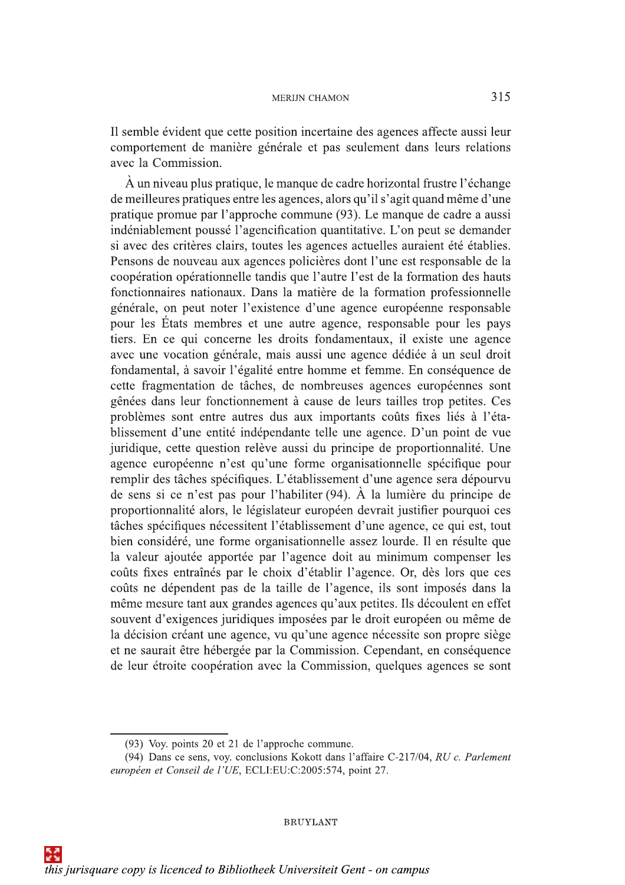Il semble évident que cette position incertaine des agences affecte aussi leur comportement de manière générale et pas seulement dans leurs relations avec la Commission.

À un niveau plus pratique, le manque de cadre horizontal frustre l'échange de meilleures pratiques entre les agences, alors qu'il s'agit quand même d'une pratique promue par l'approche commune (93). Le manque de cadre a aussi indéniablement poussé l'agencification quantitative. L'on peut se demander si avec des critères clairs, toutes les agences actuelles auraient été établies. Pensons de nouveau aux agences policières dont l'une est responsable de la coopération opérationnelle tandis que l'autre l'est de la formation des hauts fonctionnaires nationaux. Dans la matière de la formation professionnelle générale, on peut noter l'existence d'une agence européenne responsable pour les États membres et une autre agence, responsable pour les pays tiers. En ce qui concerne les droits fondamentaux, il existe une agence avec une vocation générale, mais aussi une agence dédiée à un seul droit fondamental, à savoir l'égalité entre homme et femme. En conséquence de cette fragmentation de tâches, de nombreuses agences européennes sont gênées dans leur fonctionnement à cause de leurs tailles trop petites. Ces problèmes sont entre autres dus aux importants coûts fixes liés à l'établissement d'une entité indépendante telle une agence. D'un point de vue juridique, cette question relève aussi du principe de proportionnalité. Une agence européenne n'est qu'une forme organisationnelle spécifique pour remplir des tâches spécifiques. L'établissement d'une agence sera dépourvu de sens si ce n'est pas pour l'habiliter (94). À la lumière du principe de proportionnalité alors, le législateur européen devrait justifier pourquoi ces tâches spécifiques nécessitent l'établissement d'une agence, ce qui est, tout bien considéré, une forme organisationnelle assez lourde. Il en résulte que la valeur ajoutée apportée par l'agence doit au minimum compenser les coûts fixes entraînés par le choix d'établir l'agence. Or, dès lors que ces coûts ne dépendent pas de la taille de l'agence, ils sont imposés dans la même mesure tant aux grandes agences qu'aux petites. Ils découlent en effet souvent d'exigences juridiques imposées par le droit européen ou même de la décision créant une agence, vu qu'une agence nécessite son propre siège et ne saurait être hébergée par la Commission. Cependant, en conséquence de leur étroite coopération avec la Commission, quelques agences se sont

(93) Voy. points 20 et 21 de l'approche commune.

(94) Dans ce sens, voy. conclusions Kokott dans l'affaire C-217/04, *RU c. Parlement européen et Conseil de l'UE*, ECLI:EU:C:2005:574, point 27.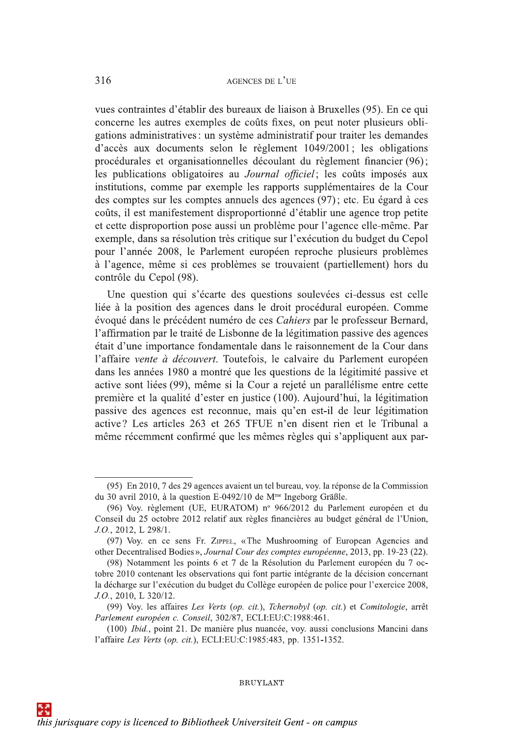vues contraintes d'établir des bureaux de liaison à Bruxelles (95). En ce qui concerne les autres exemples de coûts fixes, on peut noter plusieurs obligations administratives : un système administratif pour traiter les demandes d'accès aux documents selon le règlement 1049/2001 ; les obligations procédurales et organisationnelles découlant du règlement financier (96) ; les publications obligatoires au *Journal officiel* ; les coûts imposés aux institutions, comme par exemple les rapports supplémentaires de la Cour des comptes sur les comptes annuels des agences (97) ; etc. Eu égard à ces coûts, il est manifestement disproportionné d'établir une agence trop petite et cette disproportion pose aussi un problème pour l'agence elle-même. Par exemple, dans sa résolution très critique sur l'exécution du budget du Cepol pour l'année 2008, le Parlement européen reproche plusieurs problèmes à l'agence, même si ces problèmes se trouvaient (partiellement) hors du contrôle du Cepol (98).

Une question qui s'écarte des questions soulevées ci-dessus est celle liée à la position des agences dans le droit procédural européen. Comme évoqué dans le précédent numéro de ces *Cahiers* par le professeur Bernard, l'affirmation par le traité de Lisbonne de la légitimation passive des agences était d'une importance fondamentale dans le raisonnement de la Cour dans l'affaire *vente à découvert*. Toutefois, le calvaire du Parlement européen dans les années 1980 a montré que les questions de la légitimité passive et active sont liées (99), même si la Cour a rejeté un parallélisme entre cette première et la qualité d'ester en justice (100). Aujourd'hui, la légitimation passive des agences est reconnue, mais qu'en est-il de leur légitimation active ? Les articles 263 et 265 TFUE n'en disent rien et le Tribunal a même récemment confirmé que les mêmes règles qui s'appliquent aux par-

---

(95) En 2010, 7 des 29 agences avaient un tel bureau, voy. la réponse de la Commission du 30 avril 2010, à la question E-0492/10 de M[me] Ingeborg Gräßle.

(96) Voy. règlement (UE, EURATOM) n° 966/2012 du Parlement européen et du Conseil du 25 octobre 2012 relatif aux règles financières au budget général de l'Union, *J.O.*, 2012, L 298/1.

(97) Voy. en ce sens Fr. Zippel, « The Mushrooming of European Agencies and other Decentralised Bodies », *Journal Cour des comptes européenne*, 2013, pp. 19-23 (22).

(98) Notamment les points 6 et 7 de la Résolution du Parlement européen du 7 octobre 2010 contenant les observations qui font partie intégrante de la décision concernant la décharge sur l'exécution du budget du Collège européen de police pour l'exercice 2008, *J.O.*, 2010, L 320/12.

(99) Voy. les affaires *Les Verts* (*op. cit.*), *Tchernobyl* (*op. cit.*) et *Comitologie*, arrêt *Parlement européen c. Conseil*, 302/87, ECLI:EU:C:1988:461.

(100) *Ibid.*, point 21. De manière plus nuancée, voy. aussi conclusions Mancini dans l'affaire *Les Verts* (*op. cit.*), ECLI:EU:C:1985:483, pp. 1351-1352.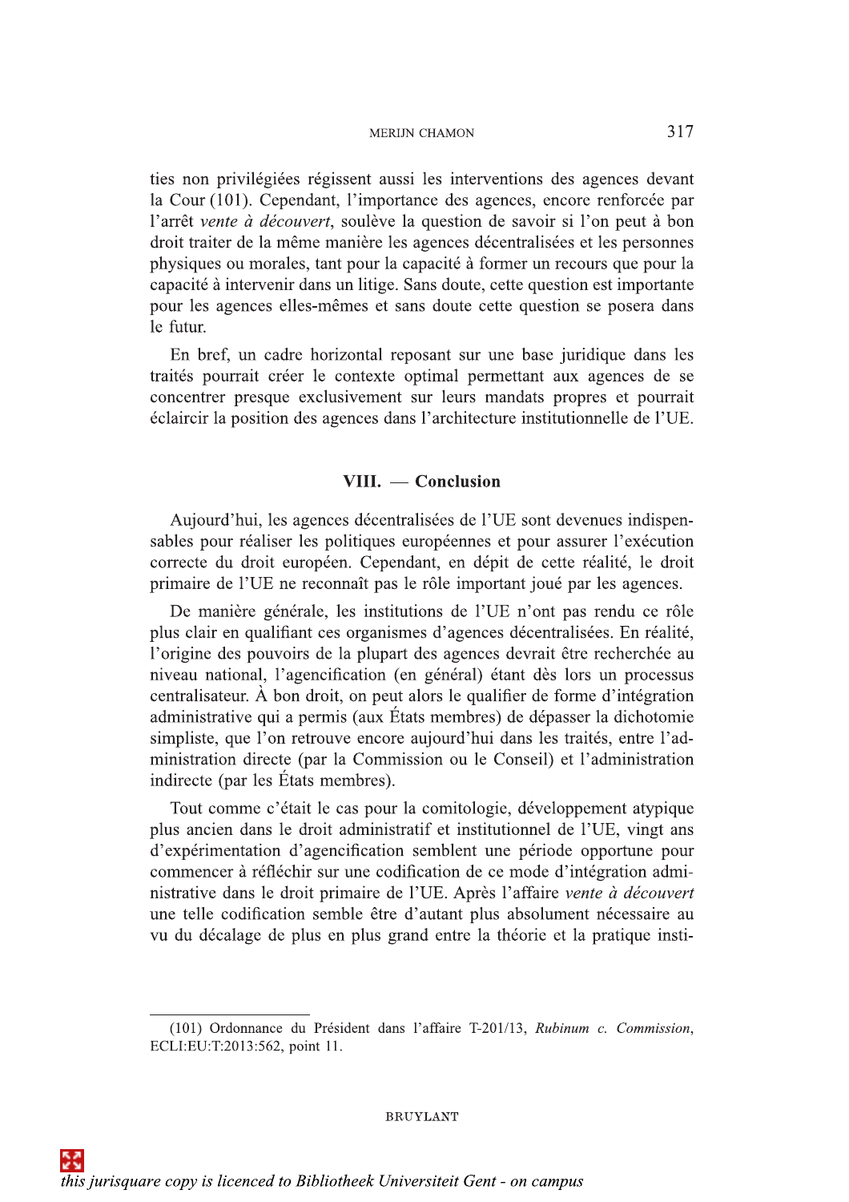ties non privilégiées régissent aussi les interventions des agences devant la Cour (101). Cependant, l'importance des agences, encore renforcée par l'arrêt *vente à découvert*, soulève la question de savoir si l'on peut à bon droit traiter de la même manière les agences décentralisées et les personnes physiques ou morales, tant pour la capacité à former un recours que pour la capacité à intervenir dans un litige. Sans doute, cette question est importante pour les agences elles-mêmes et sans doute cette question se posera dans le futur.

En bref, un cadre horizontal reposant sur une base juridique dans les traités pourrait créer le contexte optimal permettant aux agences de se concentrer presque exclusivement sur leurs mandats propres et pourrait éclaircir la position des agences dans l'architecture institutionnelle de l'UE.

## VIII. — Conclusion

Aujourd'hui, les agences décentralisées de l'UE sont devenues indispensables pour réaliser les politiques européennes et pour assurer l'exécution correcte du droit européen. Cependant, en dépit de cette réalité, le droit primaire de l'UE ne reconnaît pas le rôle important joué par les agences.

De manière générale, les institutions de l'UE n'ont pas rendu ce rôle plus clair en qualifiant ces organismes d'agences décentralisées. En réalité, l'origine des pouvoirs de la plupart des agences devrait être recherchée au niveau national, l'agencification (en général) étant dès lors un processus centralisateur. À bon droit, on peut alors le qualifier de forme d'intégration administrative qui a permis (aux États membres) de dépasser la dichotomie simpliste, que l'on retrouve encore aujourd'hui dans les traités, entre l'administration directe (par la Commission ou le Conseil) et l'administration indirecte (par les États membres).

Tout comme c'était le cas pour la comitologie, développement atypique plus ancien dans le droit administratif et institutionnel de l'UE, vingt ans d'expérimentation d'agencification semblent une période opportune pour commencer à réfléchir sur une codification de ce mode d'intégration administrative dans le droit primaire de l'UE. Après l'affaire *vente à découvert* une telle codification semble être d'autant plus absolument nécessaire au vu du décalage de plus en plus grand entre la théorie et la pratique insti-

(101) Ordonnance du Président dans l'affaire T-201/13, *Rubinum c. Commission*, ECLI:EU:T:2013:562, point 11.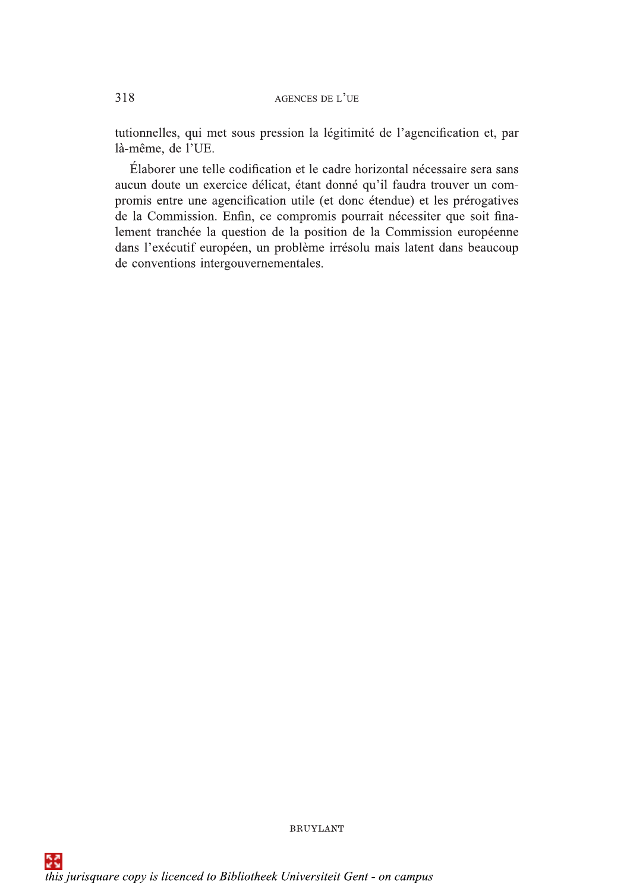tutionnelles, qui met sous pression la légitimité de l'agencification et, par là-même, de l'UE.

Élaborer une telle codification et le cadre horizontal nécessaire sera sans aucun doute un exercice délicat, étant donné qu'il faudra trouver un compromis entre une agencification utile (et donc étendue) et les prérogatives de la Commission. Enfin, ce compromis pourrait nécessiter que soit finalement tranchée la question de la position de la Commission européenne dans l'exécutif européen, un problème irrésolu mais latent dans beaucoup de conventions intergouvernementales.